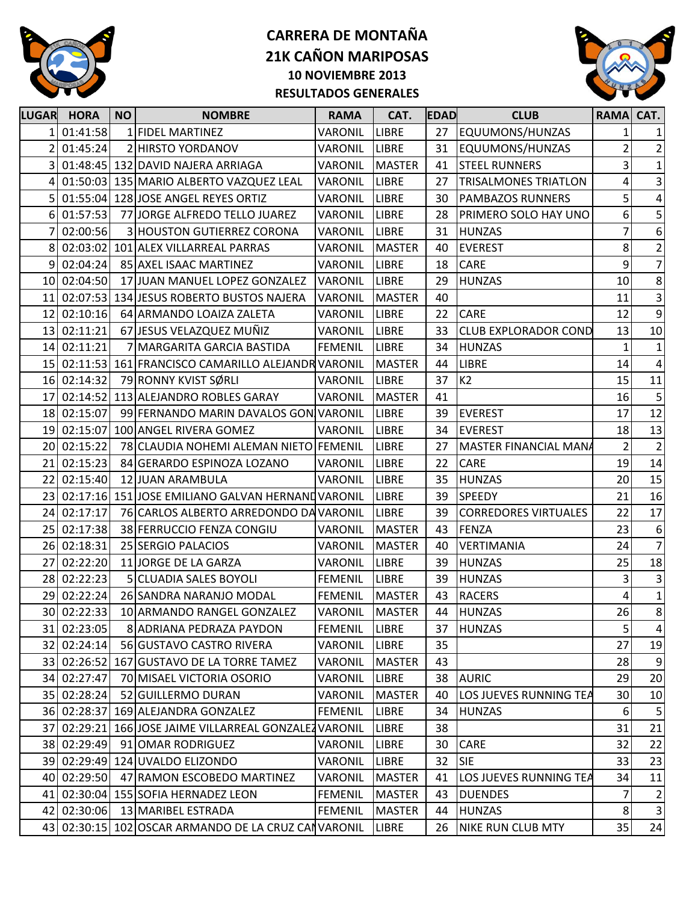# CARRERA DE MONTAÑA
# 21K CAÑON MARIPOSAS
### 10 NOVIEMBRE 2013
### RESULTADOS GENERALES

| LUGAR | HORA | NO | NOMBRE | RAMA | CAT. | EDAD | CLUB | RAMA | CAT. |
|---|---|---|---|---|---|---|---|---|---|
| 1 | 01:41:58 | 1 | FIDEL MARTINEZ | VARONIL | LIBRE | 27 | EQUUMONS/HUNZAS | 1 | 1 |
| 2 | 01:45:24 | 2 | HIRSTO YORDANOV | VARONIL | LIBRE | 31 | EQUUMONS/HUNZAS | 2 | 2 |
| 3 | 01:48:45 | 132 | DAVID NAJERA ARRIAGA | VARONIL | MASTER | 41 | STEEL RUNNERS | 3 | 1 |
| 4 | 01:50:03 | 135 | MARIO ALBERTO VAZQUEZ LEAL | VARONIL | LIBRE | 27 | TRISALMONES TRIATLON | 4 | 3 |
| 5 | 01:55:04 | 128 | JOSE ANGEL REYES ORTIZ | VARONIL | LIBRE | 30 | PAMBAZOS RUNNERS | 5 | 4 |
| 6 | 01:57:53 | 77 | JORGE ALFREDO TELLO JUAREZ | VARONIL | LIBRE | 28 | PRIMERO SOLO HAY UNO | 6 | 5 |
| 7 | 02:00:56 | 3 | HOUSTON GUTIERREZ CORONA | VARONIL | LIBRE | 31 | HUNZAS | 7 | 6 |
| 8 | 02:03:02 | 101 | ALEX VILLARREAL PARRAS | VARONIL | MASTER | 40 | EVEREST | 8 | 2 |
| 9 | 02:04:24 | 85 | AXEL ISAAC MARTINEZ | VARONIL | LIBRE | 18 | CARE | 9 | 7 |
| 10 | 02:04:50 | 17 | JUAN MANUEL LOPEZ GONZALEZ | VARONIL | LIBRE | 29 | HUNZAS | 10 | 8 |
| 11 | 02:07:53 | 134 | JESUS ROBERTO BUSTOS NAJERA | VARONIL | MASTER | 40 | | 11 | 3 |
| 12 | 02:10:16 | 64 | ARMANDO LOAIZA ZALETA | VARONIL | LIBRE | 22 | CARE | 12 | 9 |
| 13 | 02:11:21 | 67 | JESUS VELAZQUEZ MUÑIZ | VARONIL | LIBRE | 33 | CLUB EXPLORADOR COND | 13 | 10 |
| 14 | 02:11:21 | 7 | MARGARITA GARCIA BASTIDA | FEMENIL | LIBRE | 34 | HUNZAS | 1 | 1 |
| 15 | 02:11:53 | 161 | FRANCISCO CAMARILLO ALEJANDR | VARONIL | MASTER | 44 | LIBRE | 14 | 4 |
| 16 | 02:14:32 | 79 | RONNY KVIST SØRLI | VARONIL | LIBRE | 37 | K2 | 15 | 11 |
| 17 | 02:14:52 | 113 | ALEJANDRO ROBLES GARAY | VARONIL | MASTER | 41 | | 16 | 5 |
| 18 | 02:15:07 | 99 | FERNANDO MARIN DAVALOS GON | VARONIL | LIBRE | 39 | EVEREST | 17 | 12 |
| 19 | 02:15:07 | 100 | ANGEL RIVERA GOMEZ | VARONIL | LIBRE | 34 | EVEREST | 18 | 13 |
| 20 | 02:15:22 | 78 | CLAUDIA NOHEMI ALEMAN NIETO | FEMENIL | LIBRE | 27 | MASTER FINANCIAL MANA | 2 | 2 |
| 21 | 02:15:23 | 84 | GERARDO ESPINOZA LOZANO | VARONIL | LIBRE | 22 | CARE | 19 | 14 |
| 22 | 02:15:40 | 12 | JUAN ARAMBULA | VARONIL | LIBRE | 35 | HUNZAS | 20 | 15 |
| 23 | 02:17:16 | 151 | JOSE EMILIANO GALVAN HERNAND | VARONIL | LIBRE | 39 | SPEEDY | 21 | 16 |
| 24 | 02:17:17 | 76 | CARLOS ALBERTO ARREDONDO DA | VARONIL | LIBRE | 39 | CORREDORES VIRTUALES | 22 | 17 |
| 25 | 02:17:38 | 38 | FERRUCCIO FENZA CONGIU | VARONIL | MASTER | 43 | FENZA | 23 | 6 |
| 26 | 02:18:31 | 25 | SERGIO PALACIOS | VARONIL | MASTER | 40 | VERTIMANIA | 24 | 7 |
| 27 | 02:22:20 | 11 | JORGE DE LA GARZA | VARONIL | LIBRE | 39 | HUNZAS | 25 | 18 |
| 28 | 02:22:23 | 5 | CLUADIA SALES BOYOLI | FEMENIL | LIBRE | 39 | HUNZAS | 3 | 3 |
| 29 | 02:22:24 | 26 | SANDRA NARANJO MODAL | FEMENIL | MASTER | 43 | RACERS | 4 | 1 |
| 30 | 02:22:33 | 10 | ARMANDO RANGEL GONZALEZ | VARONIL | MASTER | 44 | HUNZAS | 26 | 8 |
| 31 | 02:23:05 | 8 | ADRIANA PEDRAZA PAYDON | FEMENIL | LIBRE | 37 | HUNZAS | 5 | 4 |
| 32 | 02:24:14 | 56 | GUSTAVO CASTRO RIVERA | VARONIL | LIBRE | 35 | | 27 | 19 |
| 33 | 02:26:52 | 167 | GUSTAVO DE LA TORRE TAMEZ | VARONIL | MASTER | 43 | | 28 | 9 |
| 34 | 02:27:47 | 70 | MISAEL VICTORIA OSORIO | VARONIL | LIBRE | 38 | AURIC | 29 | 20 |
| 35 | 02:28:24 | 52 | GUILLERMO DURAN | VARONIL | MASTER | 40 | LOS JUEVES RUNNING TEA | 30 | 10 |
| 36 | 02:28:37 | 169 | ALEJANDRA GONZALEZ | FEMENIL | LIBRE | 34 | HUNZAS | 6 | 5 |
| 37 | 02:29:21 | 166 | JOSE JAIME VILLARREAL GONZALEZ | VARONIL | LIBRE | 38 | | 31 | 21 |
| 38 | 02:29:49 | 91 | OMAR RODRIGUEZ | VARONIL | LIBRE | 30 | CARE | 32 | 22 |
| 39 | 02:29:49 | 124 | UVALDO ELIZONDO | VARONIL | LIBRE | 32 | SIE | 33 | 23 |
| 40 | 02:29:50 | 47 | RAMON ESCOBEDO MARTINEZ | VARONIL | MASTER | 41 | LOS JUEVES RUNNING TEA | 34 | 11 |
| 41 | 02:30:04 | 155 | SOFIA HERNADEZ LEON | FEMENIL | MASTER | 43 | DUENDES | 7 | 2 |
| 42 | 02:30:06 | 13 | MARIBEL ESTRADA | FEMENIL | MASTER | 44 | HUNZAS | 8 | 3 |
| 43 | 02:30:15 | 102 | OSCAR ARMANDO DE LA CRUZ CAN | VARONIL | LIBRE | 26 | NIKE RUN CLUB MTY | 35 | 24 |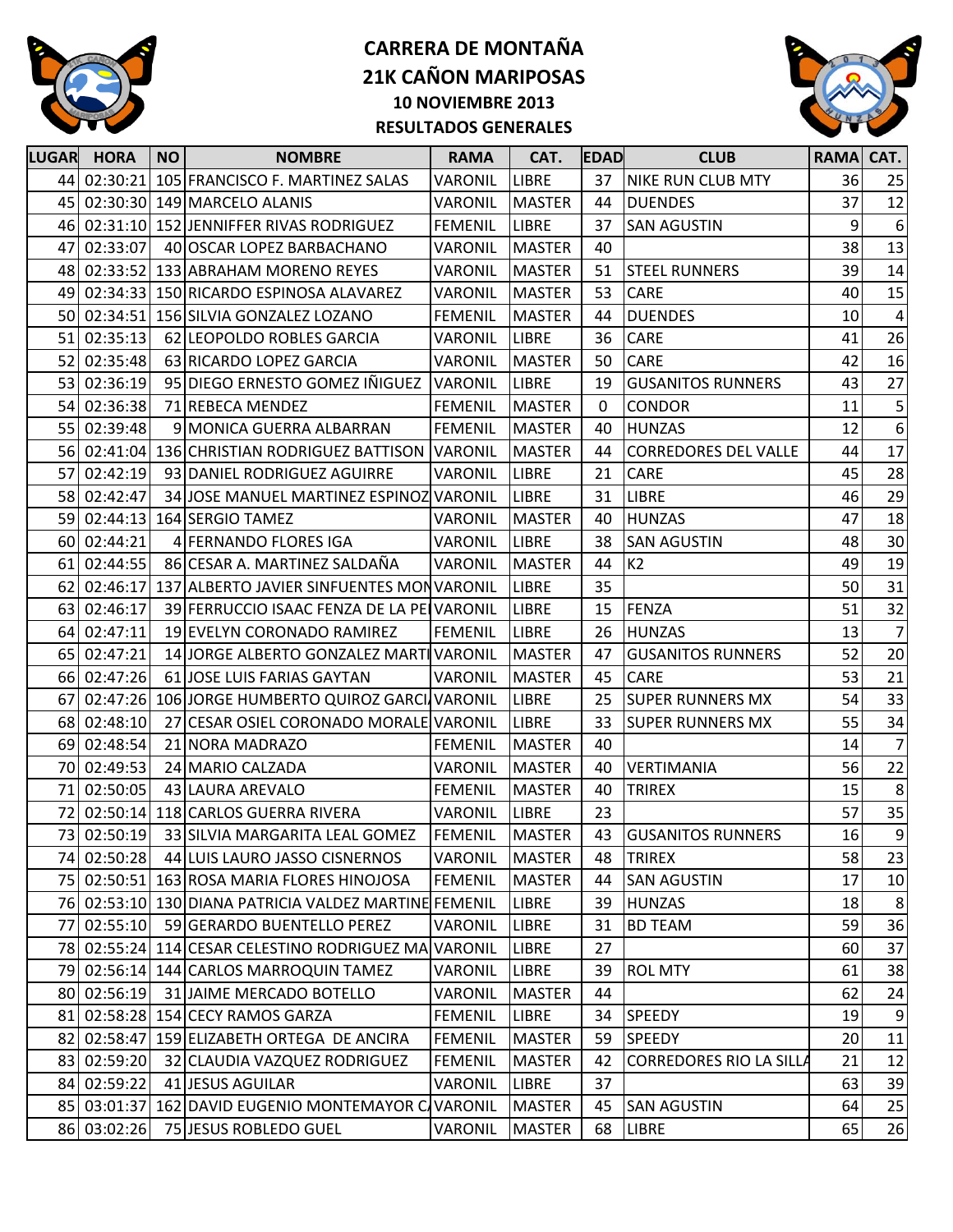# CARRERA DE MONTAÑA
# 21K CAÑON MARIPOSAS
### 10 NOVIEMBRE 2013
### RESULTADOS GENERALES

| LUGAR | HORA | NO | NOMBRE | RAMA | CAT. | EDAD | CLUB | RAMA | CAT. |
|---|---|---|---|---|---|---|---|---|---|
| 44 | 02:30:21 | 105 | FRANCISCO F. MARTINEZ SALAS | VARONIL | LIBRE | 37 | NIKE RUN CLUB MTY | 36 | 25 |
| 45 | 02:30:30 | 149 | MARCELO ALANIS | VARONIL | MASTER | 44 | DUENDES | 37 | 12 |
| 46 | 02:31:10 | 152 | JENNIFFER RIVAS RODRIGUEZ | FEMENIL | LIBRE | 37 | SAN AGUSTIN | 9 | 6 |
| 47 | 02:33:07 | 40 | OSCAR LOPEZ BARBACHANO | VARONIL | MASTER | 40 | | 38 | 13 |
| 48 | 02:33:52 | 133 | ABRAHAM MORENO REYES | VARONIL | MASTER | 51 | STEEL RUNNERS | 39 | 14 |
| 49 | 02:34:33 | 150 | RICARDO ESPINOSA ALAVAREZ | VARONIL | MASTER | 53 | CARE | 40 | 15 |
| 50 | 02:34:51 | 156 | SILVIA GONZALEZ LOZANO | FEMENIL | MASTER | 44 | DUENDES | 10 | 4 |
| 51 | 02:35:13 | 62 | LEOPOLDO ROBLES GARCIA | VARONIL | LIBRE | 36 | CARE | 41 | 26 |
| 52 | 02:35:48 | 63 | RICARDO LOPEZ GARCIA | VARONIL | MASTER | 50 | CARE | 42 | 16 |
| 53 | 02:36:19 | 95 | DIEGO ERNESTO GOMEZ IÑIGUEZ | VARONIL | LIBRE | 19 | GUSANITOS RUNNERS | 43 | 27 |
| 54 | 02:36:38 | 71 | REBECA MENDEZ | FEMENIL | MASTER | 0 | CONDOR | 11 | 5 |
| 55 | 02:39:48 | 9 | MONICA GUERRA ALBARRAN | FEMENIL | MASTER | 40 | HUNZAS | 12 | 6 |
| 56 | 02:41:04 | 136 | CHRISTIAN RODRIGUEZ BATTISON | VARONIL | MASTER | 44 | CORREDORES DEL VALLE | 44 | 17 |
| 57 | 02:42:19 | 93 | DANIEL RODRIGUEZ AGUIRRE | VARONIL | LIBRE | 21 | CARE | 45 | 28 |
| 58 | 02:42:47 | 34 | JOSE MANUEL MARTINEZ ESPINOZ | VARONIL | LIBRE | 31 | LIBRE | 46 | 29 |
| 59 | 02:44:13 | 164 | SERGIO TAMEZ | VARONIL | MASTER | 40 | HUNZAS | 47 | 18 |
| 60 | 02:44:21 | 4 | FERNANDO FLORES IGA | VARONIL | LIBRE | 38 | SAN AGUSTIN | 48 | 30 |
| 61 | 02:44:55 | 86 | CESAR A. MARTINEZ SALDAÑA | VARONIL | MASTER | 44 | K2 | 49 | 19 |
| 62 | 02:46:17 | 137 | ALBERTO JAVIER SINFUENTES MON | VARONIL | LIBRE | 35 | | 50 | 31 |
| 63 | 02:46:17 | 39 | FERRUCCIO ISAAC FENZA DE LA PE | VARONIL | LIBRE | 15 | FENZA | 51 | 32 |
| 64 | 02:47:11 | 19 | EVELYN CORONADO RAMIREZ | FEMENIL | LIBRE | 26 | HUNZAS | 13 | 7 |
| 65 | 02:47:21 | 14 | JORGE ALBERTO GONZALEZ MARTI | VARONIL | MASTER | 47 | GUSANITOS RUNNERS | 52 | 20 |
| 66 | 02:47:26 | 61 | JOSE LUIS FARIAS GAYTAN | VARONIL | MASTER | 45 | CARE | 53 | 21 |
| 67 | 02:47:26 | 106 | JORGE HUMBERTO QUIROZ GARCI | VARONIL | LIBRE | 25 | SUPER RUNNERS MX | 54 | 33 |
| 68 | 02:48:10 | 27 | CESAR OSIEL CORONADO MORALE | VARONIL | LIBRE | 33 | SUPER RUNNERS MX | 55 | 34 |
| 69 | 02:48:54 | 21 | NORA MADRAZO | FEMENIL | MASTER | 40 | | 14 | 7 |
| 70 | 02:49:53 | 24 | MARIO CALZADA | VARONIL | MASTER | 40 | VERTIMANIA | 56 | 22 |
| 71 | 02:50:05 | 43 | LAURA AREVALO | FEMENIL | MASTER | 40 | TRIREX | 15 | 8 |
| 72 | 02:50:14 | 118 | CARLOS GUERRA RIVERA | VARONIL | LIBRE | 23 | | 57 | 35 |
| 73 | 02:50:19 | 33 | SILVIA MARGARITA LEAL GOMEZ | FEMENIL | MASTER | 43 | GUSANITOS RUNNERS | 16 | 9 |
| 74 | 02:50:28 | 44 | LUIS LAURO JASSO CISNERNOS | VARONIL | MASTER | 48 | TRIREX | 58 | 23 |
| 75 | 02:50:51 | 163 | ROSA MARIA FLORES HINOJOSA | FEMENIL | MASTER | 44 | SAN AGUSTIN | 17 | 10 |
| 76 | 02:53:10 | 130 | DIANA PATRICIA VALDEZ MARTINE | FEMENIL | LIBRE | 39 | HUNZAS | 18 | 8 |
| 77 | 02:55:10 | 59 | GERARDO BUENTELLO PEREZ | VARONIL | LIBRE | 31 | BD TEAM | 59 | 36 |
| 78 | 02:55:24 | 114 | CESAR CELESTINO RODRIGUEZ MA | VARONIL | LIBRE | 27 | | 60 | 37 |
| 79 | 02:56:14 | 144 | CARLOS MARROQUIN TAMEZ | VARONIL | LIBRE | 39 | ROL MTY | 61 | 38 |
| 80 | 02:56:19 | 31 | JAIME MERCADO BOTELLO | VARONIL | MASTER | 44 | | 62 | 24 |
| 81 | 02:58:28 | 154 | CECY RAMOS GARZA | FEMENIL | LIBRE | 34 | SPEEDY | 19 | 9 |
| 82 | 02:58:47 | 159 | ELIZABETH ORTEGA DE ANCIRA | FEMENIL | MASTER | 59 | SPEEDY | 20 | 11 |
| 83 | 02:59:20 | 32 | CLAUDIA VAZQUEZ RODRIGUEZ | FEMENIL | MASTER | 42 | CORREDORES RIO LA SILLA | 21 | 12 |
| 84 | 02:59:22 | 41 | JESUS AGUILAR | VARONIL | LIBRE | 37 | | 63 | 39 |
| 85 | 03:01:37 | 162 | DAVID EUGENIO MONTEMAYOR C | VARONIL | MASTER | 45 | SAN AGUSTIN | 64 | 25 |
| 86 | 03:02:26 | 75 | JESUS ROBLEDO GUEL | VARONIL | MASTER | 68 | LIBRE | 65 | 26 |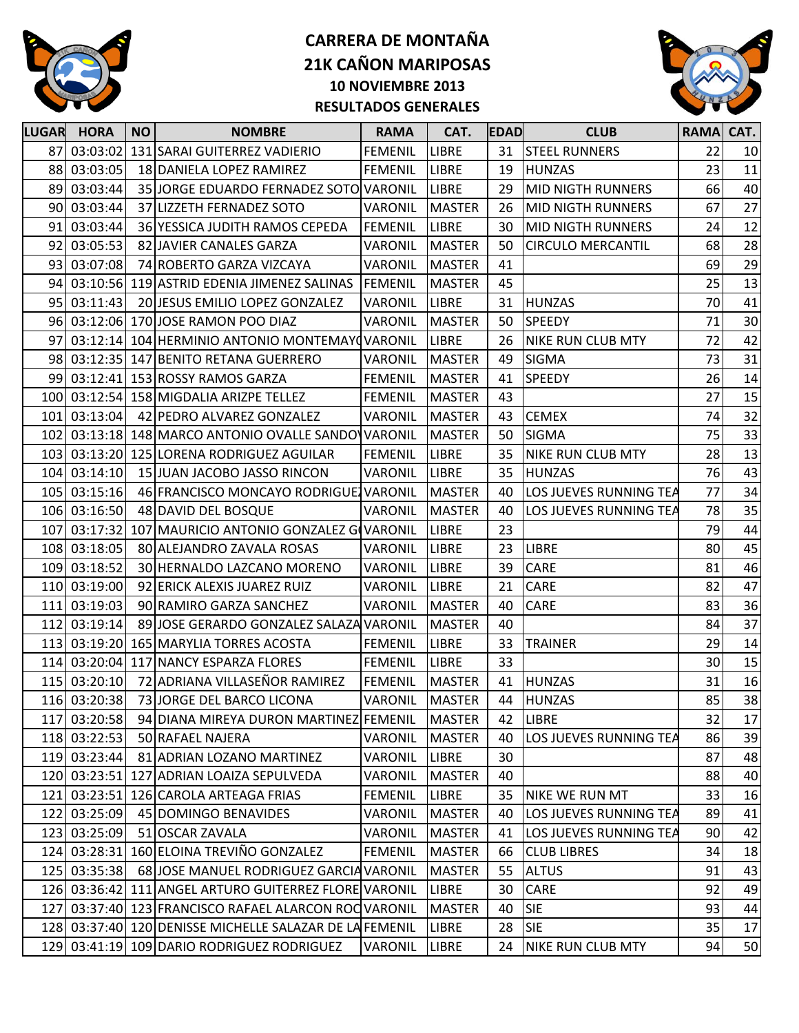# CARRERA DE MONTAÑA
# 21K CAÑON MARIPOSAS
### 10 NOVIEMBRE 2013
### RESULTADOS GENERALES

| LUGAR | HORA | NO | NOMBRE | RAMA | CAT. | EDAD | CLUB | RAMA | CAT. |
|---|---|---|---|---|---|---|---|---|---|
| 87 | 03:03:02 | 131 | SARAI GUITERREZ VADIERIO | FEMENIL | LIBRE | 31 | STEEL RUNNERS | 22 | 10 |
| 88 | 03:03:05 | 18 | DANIELA LOPEZ RAMIREZ | FEMENIL | LIBRE | 19 | HUNZAS | 23 | 11 |
| 89 | 03:03:44 | 35 | JORGE EDUARDO FERNADEZ SOTO | VARONIL | LIBRE | 29 | MID NIGTH RUNNERS | 66 | 40 |
| 90 | 03:03:44 | 37 | LIZZETH FERNADEZ SOTO | VARONIL | MASTER | 26 | MID NIGTH RUNNERS | 67 | 27 |
| 91 | 03:03:44 | 36 | YESSICA JUDITH RAMOS CEPEDA | FEMENIL | LIBRE | 30 | MID NIGTH RUNNERS | 24 | 12 |
| 92 | 03:05:53 | 82 | JAVIER CANALES GARZA | VARONIL | MASTER | 50 | CIRCULO MERCANTIL | 68 | 28 |
| 93 | 03:07:08 | 74 | ROBERTO GARZA VIZCAYA | VARONIL | MASTER | 41 | | 69 | 29 |
| 94 | 03:10:56 | 119 | ASTRID EDENIA JIMENEZ SALINAS | FEMENIL | MASTER | 45 | | 25 | 13 |
| 95 | 03:11:43 | 20 | JESUS EMILIO LOPEZ GONZALEZ | VARONIL | LIBRE | 31 | HUNZAS | 70 | 41 |
| 96 | 03:12:06 | 170 | JOSE RAMON POO DIAZ | VARONIL | MASTER | 50 | SPEEDY | 71 | 30 |
| 97 | 03:12:14 | 104 | HERMINIO ANTONIO MONTEMAYO | VARONIL | LIBRE | 26 | NIKE RUN CLUB MTY | 72 | 42 |
| 98 | 03:12:35 | 147 | BENITO RETANA GUERRERO | VARONIL | MASTER | 49 | SIGMA | 73 | 31 |
| 99 | 03:12:41 | 153 | ROSSY RAMOS GARZA | FEMENIL | MASTER | 41 | SPEEDY | 26 | 14 |
| 100 | 03:12:54 | 158 | MIGDALIA ARIZPE TELLEZ | FEMENIL | MASTER | 43 | | 27 | 15 |
| 101 | 03:13:04 | 42 | PEDRO ALVAREZ GONZALEZ | VARONIL | MASTER | 43 | CEMEX | 74 | 32 |
| 102 | 03:13:18 | 148 | MARCO ANTONIO OVALLE SANDOV | VARONIL | MASTER | 50 | SIGMA | 75 | 33 |
| 103 | 03:13:20 | 125 | LORENA RODRIGUEZ AGUILAR | FEMENIL | LIBRE | 35 | NIKE RUN CLUB MTY | 28 | 13 |
| 104 | 03:14:10 | 15 | JUAN JACOBO JASSO RINCON | VARONIL | LIBRE | 35 | HUNZAS | 76 | 43 |
| 105 | 03:15:16 | 46 | FRANCISCO MONCAYO RODRIGUEZ | VARONIL | MASTER | 40 | LOS JUEVES RUNNING TEA | 77 | 34 |
| 106 | 03:16:50 | 48 | DAVID DEL BOSQUE | VARONIL | MASTER | 40 | LOS JUEVES RUNNING TEA | 78 | 35 |
| 107 | 03:17:32 | 107 | MAURICIO ANTONIO GONZALEZ G | VARONIL | LIBRE | 23 | | 79 | 44 |
| 108 | 03:18:05 | 80 | ALEJANDRO ZAVALA ROSAS | VARONIL | LIBRE | 23 | LIBRE | 80 | 45 |
| 109 | 03:18:52 | 30 | HERNALDO LAZCANO MORENO | VARONIL | LIBRE | 39 | CARE | 81 | 46 |
| 110 | 03:19:00 | 92 | ERICK ALEXIS JUAREZ RUIZ | VARONIL | LIBRE | 21 | CARE | 82 | 47 |
| 111 | 03:19:03 | 90 | RAMIRO GARZA SANCHEZ | VARONIL | MASTER | 40 | CARE | 83 | 36 |
| 112 | 03:19:14 | 89 | JOSE GERARDO GONZALEZ SALAZA | VARONIL | MASTER | 40 | | 84 | 37 |
| 113 | 03:19:20 | 165 | MARYLIA TORRES ACOSTA | FEMENIL | LIBRE | 33 | TRAINER | 29 | 14 |
| 114 | 03:20:04 | 117 | NANCY ESPARZA FLORES | FEMENIL | LIBRE | 33 | | 30 | 15 |
| 115 | 03:20:10 | 72 | ADRIANA VILLASEÑOR RAMIREZ | FEMENIL | MASTER | 41 | HUNZAS | 31 | 16 |
| 116 | 03:20:38 | 73 | JORGE DEL BARCO LICONA | VARONIL | MASTER | 44 | HUNZAS | 85 | 38 |
| 117 | 03:20:58 | 94 | DIANA MIREYA DURON MARTINEZ | FEMENIL | MASTER | 42 | LIBRE | 32 | 17 |
| 118 | 03:22:53 | 50 | RAFAEL NAJERA | VARONIL | MASTER | 40 | LOS JUEVES RUNNING TEA | 86 | 39 |
| 119 | 03:23:44 | 81 | ADRIAN LOZANO MARTINEZ | VARONIL | LIBRE | 30 | | 87 | 48 |
| 120 | 03:23:51 | 127 | ADRIAN LOAIZA SEPULVEDA | VARONIL | MASTER | 40 | | 88 | 40 |
| 121 | 03:23:51 | 126 | CAROLA ARTEAGA FRIAS | FEMENIL | LIBRE | 35 | NIKE WE RUN MT | 33 | 16 |
| 122 | 03:25:09 | 45 | DOMINGO BENAVIDES | VARONIL | MASTER | 40 | LOS JUEVES RUNNING TEA | 89 | 41 |
| 123 | 03:25:09 | 51 | OSCAR ZAVALA | VARONIL | MASTER | 41 | LOS JUEVES RUNNING TEA | 90 | 42 |
| 124 | 03:28:31 | 160 | ELOINA TREVIÑO GONZALEZ | FEMENIL | MASTER | 66 | CLUB LIBRES | 34 | 18 |
| 125 | 03:35:38 | 68 | JOSE MANUEL RODRIGUEZ GARCIA | VARONIL | MASTER | 55 | ALTUS | 91 | 43 |
| 126 | 03:36:42 | 111 | ANGEL ARTURO GUITERREZ FLORE | VARONIL | LIBRE | 30 | CARE | 92 | 49 |
| 127 | 03:37:40 | 123 | FRANCISCO RAFAEL ALARCON ROC | VARONIL | MASTER | 40 | SIE | 93 | 44 |
| 128 | 03:37:40 | 120 | DENISSE MICHELLE SALAZAR DE LA | FEMENIL | LIBRE | 28 | SIE | 35 | 17 |
| 129 | 03:41:19 | 109 | DARIO RODRIGUEZ RODRIGUEZ | VARONIL | LIBRE | 24 | NIKE RUN CLUB MTY | 94 | 50 |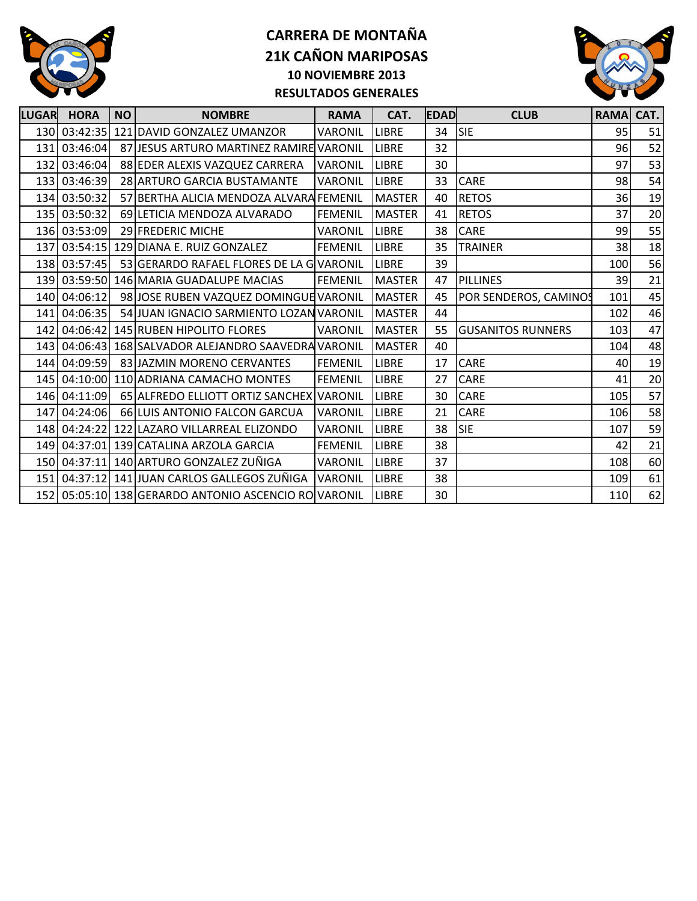# CARRERA DE MONTAÑA
## 21K CAÑON MARIPOSAS
### 10 NOVIEMBRE 2013
### RESULTADOS GENERALES

| LUGAR | HORA | NO | NOMBRE | RAMA | CAT. | EDAD | CLUB | RAMA | CAT. |
|---|---|---|---|---|---|---|---|---|---|
| 130 | 03:42:35 | 121 | DAVID GONZALEZ UMANZOR | VARONIL | LIBRE | 34 | SIE | 95 | 51 |
| 131 | 03:46:04 | 87 | JESUS ARTURO MARTINEZ RAMIRE | VARONIL | LIBRE | 32 | | 96 | 52 |
| 132 | 03:46:04 | 88 | EDER ALEXIS VAZQUEZ CARRERA | VARONIL | LIBRE | 30 | | 97 | 53 |
| 133 | 03:46:39 | 28 | ARTURO GARCIA BUSTAMANTE | VARONIL | LIBRE | 33 | CARE | 98 | 54 |
| 134 | 03:50:32 | 57 | BERTHA ALICIA MENDOZA ALVARA | FEMENIL | MASTER | 40 | RETOS | 36 | 19 |
| 135 | 03:50:32 | 69 | LETICIA MENDOZA ALVARADO | FEMENIL | MASTER | 41 | RETOS | 37 | 20 |
| 136 | 03:53:09 | 29 | FREDERIC MICHE | VARONIL | LIBRE | 38 | CARE | 99 | 55 |
| 137 | 03:54:15 | 129 | DIANA E. RUIZ GONZALEZ | FEMENIL | LIBRE | 35 | TRAINER | 38 | 18 |
| 138 | 03:57:45 | 53 | GERARDO RAFAEL FLORES DE LA G | VARONIL | LIBRE | 39 | | 100 | 56 |
| 139 | 03:59:50 | 146 | MARIA GUADALUPE MACIAS | FEMENIL | MASTER | 47 | PILLINES | 39 | 21 |
| 140 | 04:06:12 | 98 | JOSE RUBEN VAZQUEZ DOMINGUE | VARONIL | MASTER | 45 | POR SENDEROS, CAMINOS | 101 | 45 |
| 141 | 04:06:35 | 54 | JUAN IGNACIO SARMIENTO LOZAN | VARONIL | MASTER | 44 | | 102 | 46 |
| 142 | 04:06:42 | 145 | RUBEN HIPOLITO FLORES | VARONIL | MASTER | 55 | GUSANITOS RUNNERS | 103 | 47 |
| 143 | 04:06:43 | 168 | SALVADOR ALEJANDRO SAAVEDRA | VARONIL | MASTER | 40 | | 104 | 48 |
| 144 | 04:09:59 | 83 | JAZMIN MORENO CERVANTES | FEMENIL | LIBRE | 17 | CARE | 40 | 19 |
| 145 | 04:10:00 | 110 | ADRIANA CAMACHO MONTES | FEMENIL | LIBRE | 27 | CARE | 41 | 20 |
| 146 | 04:11:09 | 65 | ALFREDO ELLIOTT ORTIZ SANCHEX | VARONIL | LIBRE | 30 | CARE | 105 | 57 |
| 147 | 04:24:06 | 66 | LUIS ANTONIO FALCON GARCUA | VARONIL | LIBRE | 21 | CARE | 106 | 58 |
| 148 | 04:24:22 | 122 | LAZARO VILLARREAL ELIZONDO | VARONIL | LIBRE | 38 | SIE | 107 | 59 |
| 149 | 04:37:01 | 139 | CATALINA ARZOLA GARCIA | FEMENIL | LIBRE | 38 | | 42 | 21 |
| 150 | 04:37:11 | 140 | ARTURO GONZALEZ ZUÑIGA | VARONIL | LIBRE | 37 | | 108 | 60 |
| 151 | 04:37:12 | 141 | JUAN CARLOS GALLEGOS ZUÑIGA | VARONIL | LIBRE | 38 | | 109 | 61 |
| 152 | 05:05:10 | 138 | GERARDO ANTONIO ASCENCIO RO | VARONIL | LIBRE | 30 | | 110 | 62 |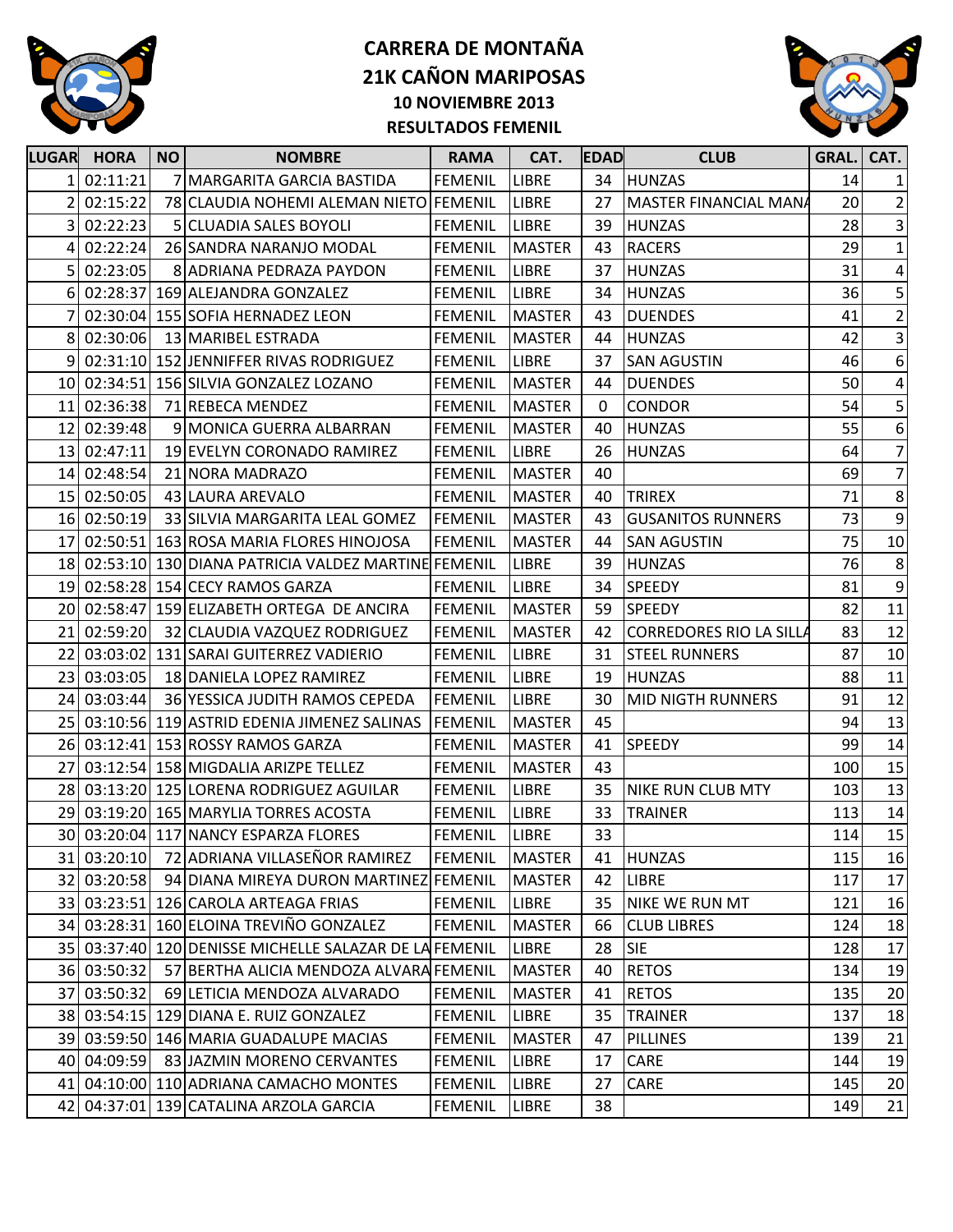# CARRERA DE MONTAÑA
## 21K CAÑON MARIPOSAS
### 10 NOVIEMBRE 2013
### RESULTADOS FEMENIL

| LUGAR | HORA | NO | NOMBRE | RAMA | CAT. | EDAD | CLUB | GRAL. | CAT. |
|---|---|---|---|---|---|---|---|---|---|
| 1 | 02:11:21 | 7 | MARGARITA GARCIA BASTIDA | FEMENIL | LIBRE | 34 | HUNZAS | 14 | 1 |
| 2 | 02:15:22 | 78 | CLAUDIA NOHEMI ALEMAN NIETO | FEMENIL | LIBRE | 27 | MASTER FINANCIAL MANA | 20 | 2 |
| 3 | 02:22:23 | 5 | CLUADIA SALES BOYOLI | FEMENIL | LIBRE | 39 | HUNZAS | 28 | 3 |
| 4 | 02:22:24 | 26 | SANDRA NARANJO MODAL | FEMENIL | MASTER | 43 | RACERS | 29 | 1 |
| 5 | 02:23:05 | 8 | ADRIANA PEDRAZA PAYDON | FEMENIL | LIBRE | 37 | HUNZAS | 31 | 4 |
| 6 | 02:28:37 | 169 | ALEJANDRA GONZALEZ | FEMENIL | LIBRE | 34 | HUNZAS | 36 | 5 |
| 7 | 02:30:04 | 155 | SOFIA HERNADEZ LEON | FEMENIL | MASTER | 43 | DUENDES | 41 | 2 |
| 8 | 02:30:06 | 13 | MARIBEL ESTRADA | FEMENIL | MASTER | 44 | HUNZAS | 42 | 3 |
| 9 | 02:31:10 | 152 | JENNIFFER RIVAS RODRIGUEZ | FEMENIL | LIBRE | 37 | SAN AGUSTIN | 46 | 6 |
| 10 | 02:34:51 | 156 | SILVIA GONZALEZ LOZANO | FEMENIL | MASTER | 44 | DUENDES | 50 | 4 |
| 11 | 02:36:38 | 71 | REBECA MENDEZ | FEMENIL | MASTER | 0 | CONDOR | 54 | 5 |
| 12 | 02:39:48 | 9 | MONICA GUERRA ALBARRAN | FEMENIL | MASTER | 40 | HUNZAS | 55 | 6 |
| 13 | 02:47:11 | 19 | EVELYN CORONADO RAMIREZ | FEMENIL | LIBRE | 26 | HUNZAS | 64 | 7 |
| 14 | 02:48:54 | 21 | NORA MADRAZO | FEMENIL | MASTER | 40 | | 69 | 7 |
| 15 | 02:50:05 | 43 | LAURA AREVALO | FEMENIL | MASTER | 40 | TRIREX | 71 | 8 |
| 16 | 02:50:19 | 33 | SILVIA MARGARITA LEAL GOMEZ | FEMENIL | MASTER | 43 | GUSANITOS RUNNERS | 73 | 9 |
| 17 | 02:50:51 | 163 | ROSA MARIA FLORES HINOJOSA | FEMENIL | MASTER | 44 | SAN AGUSTIN | 75 | 10 |
| 18 | 02:53:10 | 130 | DIANA PATRICIA VALDEZ MARTINE | FEMENIL | LIBRE | 39 | HUNZAS | 76 | 8 |
| 19 | 02:58:28 | 154 | CECY RAMOS GARZA | FEMENIL | LIBRE | 34 | SPEEDY | 81 | 9 |
| 20 | 02:58:47 | 159 | ELIZABETH ORTEGA DE ANCIRA | FEMENIL | MASTER | 59 | SPEEDY | 82 | 11 |
| 21 | 02:59:20 | 32 | CLAUDIA VAZQUEZ RODRIGUEZ | FEMENIL | MASTER | 42 | CORREDORES RIO LA SILLA | 83 | 12 |
| 22 | 03:03:02 | 131 | SARAI GUITERREZ VADIERIO | FEMENIL | LIBRE | 31 | STEEL RUNNERS | 87 | 10 |
| 23 | 03:03:05 | 18 | DANIELA LOPEZ RAMIREZ | FEMENIL | LIBRE | 19 | HUNZAS | 88 | 11 |
| 24 | 03:03:44 | 36 | YESSICA JUDITH RAMOS CEPEDA | FEMENIL | LIBRE | 30 | MID NIGTH RUNNERS | 91 | 12 |
| 25 | 03:10:56 | 119 | ASTRID EDENIA JIMENEZ SALINAS | FEMENIL | MASTER | 45 | | 94 | 13 |
| 26 | 03:12:41 | 153 | ROSSY RAMOS GARZA | FEMENIL | MASTER | 41 | SPEEDY | 99 | 14 |
| 27 | 03:12:54 | 158 | MIGDALIA ARIZPE TELLEZ | FEMENIL | MASTER | 43 | | 100 | 15 |
| 28 | 03:13:20 | 125 | LORENA RODRIGUEZ AGUILAR | FEMENIL | LIBRE | 35 | NIKE RUN CLUB MTY | 103 | 13 |
| 29 | 03:19:20 | 165 | MARYLIA TORRES ACOSTA | FEMENIL | LIBRE | 33 | TRAINER | 113 | 14 |
| 30 | 03:20:04 | 117 | NANCY ESPARZA FLORES | FEMENIL | LIBRE | 33 | | 114 | 15 |
| 31 | 03:20:10 | 72 | ADRIANA VILLASEÑOR RAMIREZ | FEMENIL | MASTER | 41 | HUNZAS | 115 | 16 |
| 32 | 03:20:58 | 94 | DIANA MIREYA DURON MARTINEZ | FEMENIL | MASTER | 42 | LIBRE | 117 | 17 |
| 33 | 03:23:51 | 126 | CAROLA ARTEAGA FRIAS | FEMENIL | LIBRE | 35 | NIKE WE RUN MT | 121 | 16 |
| 34 | 03:28:31 | 160 | ELOINA TREVIÑO GONZALEZ | FEMENIL | MASTER | 66 | CLUB LIBRES | 124 | 18 |
| 35 | 03:37:40 | 120 | DENISSE MICHELLE SALAZAR DE LA | FEMENIL | LIBRE | 28 | SIE | 128 | 17 |
| 36 | 03:50:32 | 57 | BERTHA ALICIA MENDOZA ALVARA | FEMENIL | MASTER | 40 | RETOS | 134 | 19 |
| 37 | 03:50:32 | 69 | LETICIA MENDOZA ALVARADO | FEMENIL | MASTER | 41 | RETOS | 135 | 20 |
| 38 | 03:54:15 | 129 | DIANA E. RUIZ GONZALEZ | FEMENIL | LIBRE | 35 | TRAINER | 137 | 18 |
| 39 | 03:59:50 | 146 | MARIA GUADALUPE MACIAS | FEMENIL | MASTER | 47 | PILLINES | 139 | 21 |
| 40 | 04:09:59 | 83 | JAZMIN MORENO CERVANTES | FEMENIL | LIBRE | 17 | CARE | 144 | 19 |
| 41 | 04:10:00 | 110 | ADRIANA CAMACHO MONTES | FEMENIL | LIBRE | 27 | CARE | 145 | 20 |
| 42 | 04:37:01 | 139 | CATALINA ARZOLA GARCIA | FEMENIL | LIBRE | 38 | | 149 | 21 |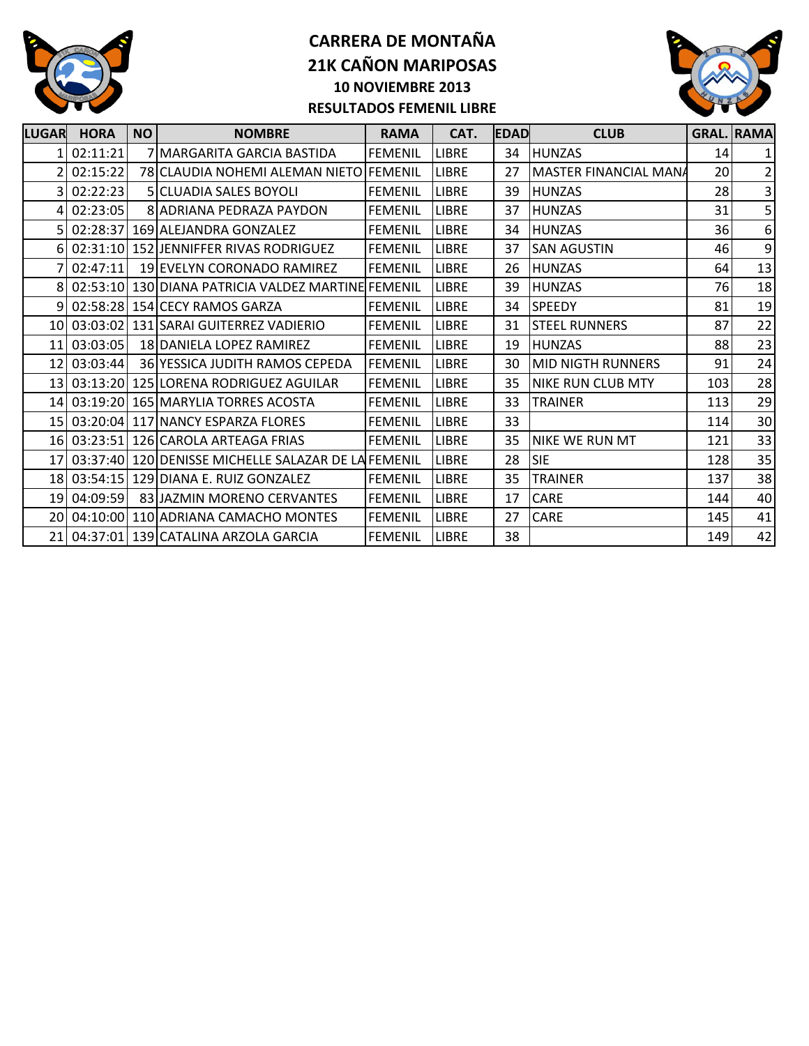# CARRERA DE MONTAÑA
# 21K CAÑON MARIPOSAS
### 10 NOVIEMBRE 2013
### RESULTADOS FEMENIL LIBRE

| LUGAR | HORA | NO | NOMBRE | RAMA | CAT. | EDAD | CLUB | GRAL. | RAMA |
|---|---|---|---|---|---|---|---|---|---|
| 1 | 02:11:21 | 7 | MARGARITA GARCIA BASTIDA | FEMENIL | LIBRE | 34 | HUNZAS | 14 | 1 |
| 2 | 02:15:22 | 78 | CLAUDIA NOHEMI ALEMAN NIETO | FEMENIL | LIBRE | 27 | MASTER FINANCIAL MANA | 20 | 2 |
| 3 | 02:22:23 | 5 | CLUADIA SALES BOYOLI | FEMENIL | LIBRE | 39 | HUNZAS | 28 | 3 |
| 4 | 02:23:05 | 8 | ADRIANA PEDRAZA PAYDON | FEMENIL | LIBRE | 37 | HUNZAS | 31 | 5 |
| 5 | 02:28:37 | 169 | ALEJANDRA GONZALEZ | FEMENIL | LIBRE | 34 | HUNZAS | 36 | 6 |
| 6 | 02:31:10 | 152 | JENNIFFER RIVAS RODRIGUEZ | FEMENIL | LIBRE | 37 | SAN AGUSTIN | 46 | 9 |
| 7 | 02:47:11 | 19 | EVELYN CORONADO RAMIREZ | FEMENIL | LIBRE | 26 | HUNZAS | 64 | 13 |
| 8 | 02:53:10 | 130 | DIANA PATRICIA VALDEZ MARTINE | FEMENIL | LIBRE | 39 | HUNZAS | 76 | 18 |
| 9 | 02:58:28 | 154 | CECY RAMOS GARZA | FEMENIL | LIBRE | 34 | SPEEDY | 81 | 19 |
| 10 | 03:03:02 | 131 | SARAI GUITERREZ VADIERIO | FEMENIL | LIBRE | 31 | STEEL RUNNERS | 87 | 22 |
| 11 | 03:03:05 | 18 | DANIELA LOPEZ RAMIREZ | FEMENIL | LIBRE | 19 | HUNZAS | 88 | 23 |
| 12 | 03:03:44 | 36 | YESSICA JUDITH RAMOS CEPEDA | FEMENIL | LIBRE | 30 | MID NIGTH RUNNERS | 91 | 24 |
| 13 | 03:13:20 | 125 | LORENA RODRIGUEZ AGUILAR | FEMENIL | LIBRE | 35 | NIKE RUN CLUB MTY | 103 | 28 |
| 14 | 03:19:20 | 165 | MARYLIA TORRES ACOSTA | FEMENIL | LIBRE | 33 | TRAINER | 113 | 29 |
| 15 | 03:20:04 | 117 | NANCY ESPARZA FLORES | FEMENIL | LIBRE | 33 | | 114 | 30 |
| 16 | 03:23:51 | 126 | CAROLA ARTEAGA FRIAS | FEMENIL | LIBRE | 35 | NIKE WE RUN MT | 121 | 33 |
| 17 | 03:37:40 | 120 | DENISSE MICHELLE SALAZAR DE LA | FEMENIL | LIBRE | 28 | SIE | 128 | 35 |
| 18 | 03:54:15 | 129 | DIANA E. RUIZ GONZALEZ | FEMENIL | LIBRE | 35 | TRAINER | 137 | 38 |
| 19 | 04:09:59 | 83 | JAZMIN MORENO CERVANTES | FEMENIL | LIBRE | 17 | CARE | 144 | 40 |
| 20 | 04:10:00 | 110 | ADRIANA CAMACHO MONTES | FEMENIL | LIBRE | 27 | CARE | 145 | 41 |
| 21 | 04:37:01 | 139 | CATALINA ARZOLA GARCIA | FEMENIL | LIBRE | 38 | | 149 | 42 |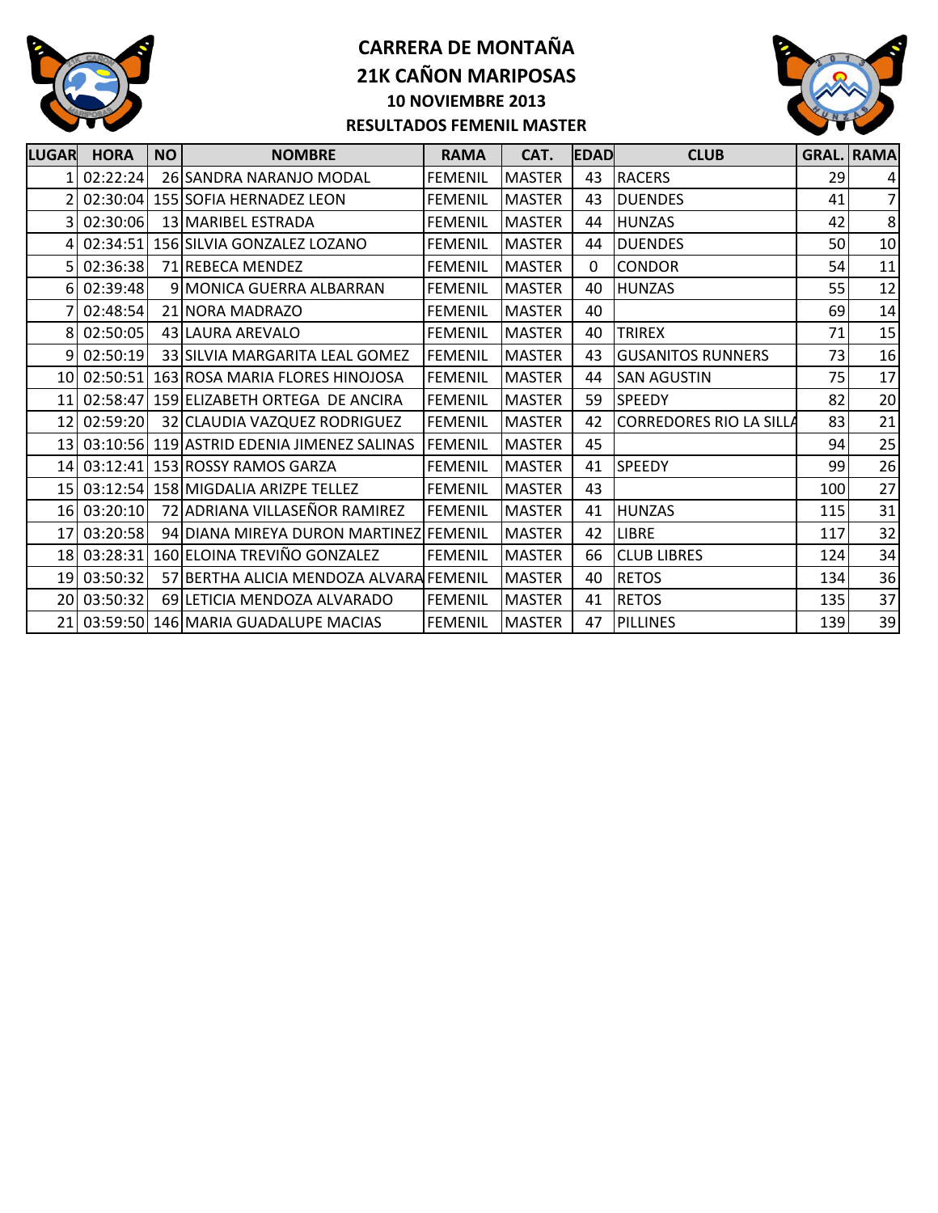# CARRERA DE MONTAÑA
## 21K CAÑON MARIPOSAS
### 10 NOVIEMBRE 2013
### RESULTADOS FEMENIL MASTER

| LUGAR | HORA | NO | NOMBRE | RAMA | CAT. | EDAD | CLUB | GRAL. | RAMA |
|---|---|---|---|---|---|---|---|---|---|
| 1 | 02:22:24 | 26 | SANDRA NARANJO MODAL | FEMENIL | MASTER | 43 | RACERS | 29 | 4 |
| 2 | 02:30:04 | 155 | SOFIA HERNADEZ LEON | FEMENIL | MASTER | 43 | DUENDES | 41 | 7 |
| 3 | 02:30:06 | 13 | MARIBEL ESTRADA | FEMENIL | MASTER | 44 | HUNZAS | 42 | 8 |
| 4 | 02:34:51 | 156 | SILVIA GONZALEZ LOZANO | FEMENIL | MASTER | 44 | DUENDES | 50 | 10 |
| 5 | 02:36:38 | 71 | REBECA MENDEZ | FEMENIL | MASTER | 0 | CONDOR | 54 | 11 |
| 6 | 02:39:48 | 9 | MONICA GUERRA ALBARRAN | FEMENIL | MASTER | 40 | HUNZAS | 55 | 12 |
| 7 | 02:48:54 | 21 | NORA MADRAZO | FEMENIL | MASTER | 40 | | 69 | 14 |
| 8 | 02:50:05 | 43 | LAURA AREVALO | FEMENIL | MASTER | 40 | TRIREX | 71 | 15 |
| 9 | 02:50:19 | 33 | SILVIA MARGARITA LEAL GOMEZ | FEMENIL | MASTER | 43 | GUSANITOS RUNNERS | 73 | 16 |
| 10 | 02:50:51 | 163 | ROSA MARIA FLORES HINOJOSA | FEMENIL | MASTER | 44 | SAN AGUSTIN | 75 | 17 |
| 11 | 02:58:47 | 159 | ELIZABETH ORTEGA DE ANCIRA | FEMENIL | MASTER | 59 | SPEEDY | 82 | 20 |
| 12 | 02:59:20 | 32 | CLAUDIA VAZQUEZ RODRIGUEZ | FEMENIL | MASTER | 42 | CORREDORES RIO LA SILLA | 83 | 21 |
| 13 | 03:10:56 | 119 | ASTRID EDENIA JIMENEZ SALINAS | FEMENIL | MASTER | 45 | | 94 | 25 |
| 14 | 03:12:41 | 153 | ROSSY RAMOS GARZA | FEMENIL | MASTER | 41 | SPEEDY | 99 | 26 |
| 15 | 03:12:54 | 158 | MIGDALIA ARIZPE TELLEZ | FEMENIL | MASTER | 43 | | 100 | 27 |
| 16 | 03:20:10 | 72 | ADRIANA VILLASEÑOR RAMIREZ | FEMENIL | MASTER | 41 | HUNZAS | 115 | 31 |
| 17 | 03:20:58 | 94 | DIANA MIREYA DURON MARTINEZ | FEMENIL | MASTER | 42 | LIBRE | 117 | 32 |
| 18 | 03:28:31 | 160 | ELOINA TREVIÑO GONZALEZ | FEMENIL | MASTER | 66 | CLUB LIBRES | 124 | 34 |
| 19 | 03:50:32 | 57 | BERTHA ALICIA MENDOZA ALVARA | FEMENIL | MASTER | 40 | RETOS | 134 | 36 |
| 20 | 03:50:32 | 69 | LETICIA MENDOZA ALVARADO | FEMENIL | MASTER | 41 | RETOS | 135 | 37 |
| 21 | 03:59:50 | 146 | MARIA GUADALUPE MACIAS | FEMENIL | MASTER | 47 | PILLINES | 139 | 39 |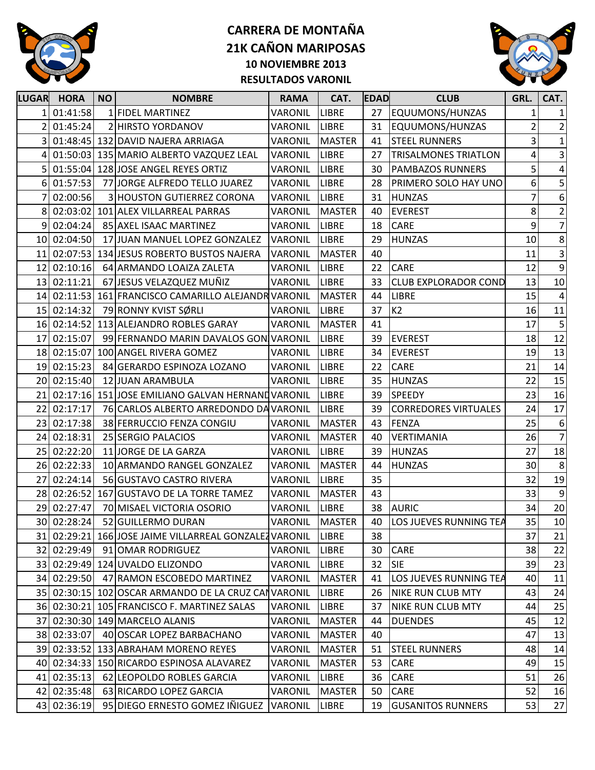# CARRERA DE MONTAÑA
# 21K CAÑON MARIPOSAS
### 10 NOVIEMBRE 2013
### RESULTADOS VARONIL

| LUGAR | HORA | NO | NOMBRE | RAMA | CAT. | EDAD | CLUB | GRL. | CAT. |
|---|---|---|---|---|---|---|---|---|---|
| 1 | 01:41:58 | 1 | FIDEL MARTINEZ | VARONIL | LIBRE | 27 | EQUUMONS/HUNZAS | 1 | 1 |
| 2 | 01:45:24 | 2 | HIRSTO YORDANOV | VARONIL | LIBRE | 31 | EQUUMONS/HUNZAS | 2 | 2 |
| 3 | 01:48:45 | 132 | DAVID NAJERA ARRIAGA | VARONIL | MASTER | 41 | STEEL RUNNERS | 3 | 1 |
| 4 | 01:50:03 | 135 | MARIO ALBERTO VAZQUEZ LEAL | VARONIL | LIBRE | 27 | TRISALMONES TRIATLON | 4 | 3 |
| 5 | 01:55:04 | 128 | JOSE ANGEL REYES ORTIZ | VARONIL | LIBRE | 30 | PAMBAZOS RUNNERS | 5 | 4 |
| 6 | 01:57:53 | 77 | JORGE ALFREDO TELLO JUAREZ | VARONIL | LIBRE | 28 | PRIMERO SOLO HAY UNO | 6 | 5 |
| 7 | 02:00:56 | 3 | HOUSTON GUTIERREZ CORONA | VARONIL | LIBRE | 31 | HUNZAS | 7 | 6 |
| 8 | 02:03:02 | 101 | ALEX VILLARREAL PARRAS | VARONIL | MASTER | 40 | EVEREST | 8 | 2 |
| 9 | 02:04:24 | 85 | AXEL ISAAC MARTINEZ | VARONIL | LIBRE | 18 | CARE | 9 | 7 |
| 10 | 02:04:50 | 17 | JUAN MANUEL LOPEZ GONZALEZ | VARONIL | LIBRE | 29 | HUNZAS | 10 | 8 |
| 11 | 02:07:53 | 134 | JESUS ROBERTO BUSTOS NAJERA | VARONIL | MASTER | 40 | | 11 | 3 |
| 12 | 02:10:16 | 64 | ARMANDO LOAIZA ZALETA | VARONIL | LIBRE | 22 | CARE | 12 | 9 |
| 13 | 02:11:21 | 67 | JESUS VELAZQUEZ MUÑIZ | VARONIL | LIBRE | 33 | CLUB EXPLORADOR COND | 13 | 10 |
| 14 | 02:11:53 | 161 | FRANCISCO CAMARILLO ALEJANDR | VARONIL | MASTER | 44 | LIBRE | 15 | 4 |
| 15 | 02:14:32 | 79 | RONNY KVIST SØRLI | VARONIL | LIBRE | 37 | K2 | 16 | 11 |
| 16 | 02:14:52 | 113 | ALEJANDRO ROBLES GARAY | VARONIL | MASTER | 41 | | 17 | 5 |
| 17 | 02:15:07 | 99 | FERNANDO MARIN DAVALOS GON | VARONIL | LIBRE | 39 | EVEREST | 18 | 12 |
| 18 | 02:15:07 | 100 | ANGEL RIVERA GOMEZ | VARONIL | LIBRE | 34 | EVEREST | 19 | 13 |
| 19 | 02:15:23 | 84 | GERARDO ESPINOZA LOZANO | VARONIL | LIBRE | 22 | CARE | 21 | 14 |
| 20 | 02:15:40 | 12 | JUAN ARAMBULA | VARONIL | LIBRE | 35 | HUNZAS | 22 | 15 |
| 21 | 02:17:16 | 151 | JOSE EMILIANO GALVAN HERNAND | VARONIL | LIBRE | 39 | SPEEDY | 23 | 16 |
| 22 | 02:17:17 | 76 | CARLOS ALBERTO ARREDONDO DA | VARONIL | LIBRE | 39 | CORREDORES VIRTUALES | 24 | 17 |
| 23 | 02:17:38 | 38 | FERRUCCIO FENZA CONGIU | VARONIL | MASTER | 43 | FENZA | 25 | 6 |
| 24 | 02:18:31 | 25 | SERGIO PALACIOS | VARONIL | MASTER | 40 | VERTIMANIA | 26 | 7 |
| 25 | 02:22:20 | 11 | JORGE DE LA GARZA | VARONIL | LIBRE | 39 | HUNZAS | 27 | 18 |
| 26 | 02:22:33 | 10 | ARMANDO RANGEL GONZALEZ | VARONIL | MASTER | 44 | HUNZAS | 30 | 8 |
| 27 | 02:24:14 | 56 | GUSTAVO CASTRO RIVERA | VARONIL | LIBRE | 35 | | 32 | 19 |
| 28 | 02:26:52 | 167 | GUSTAVO DE LA TORRE TAMEZ | VARONIL | MASTER | 43 | | 33 | 9 |
| 29 | 02:27:47 | 70 | MISAEL VICTORIA OSORIO | VARONIL | LIBRE | 38 | AURIC | 34 | 20 |
| 30 | 02:28:24 | 52 | GUILLERMO DURAN | VARONIL | MASTER | 40 | LOS JUEVES RUNNING TEA | 35 | 10 |
| 31 | 02:29:21 | 166 | JOSE JAIME VILLARREAL GONZALEZ | VARONIL | LIBRE | 38 | | 37 | 21 |
| 32 | 02:29:49 | 91 | OMAR RODRIGUEZ | VARONIL | LIBRE | 30 | CARE | 38 | 22 |
| 33 | 02:29:49 | 124 | UVALDO ELIZONDO | VARONIL | LIBRE | 32 | SIE | 39 | 23 |
| 34 | 02:29:50 | 47 | RAMON ESCOBEDO MARTINEZ | VARONIL | MASTER | 41 | LOS JUEVES RUNNING TEA | 40 | 11 |
| 35 | 02:30:15 | 102 | OSCAR ARMANDO DE LA CRUZ CAN | VARONIL | LIBRE | 26 | NIKE RUN CLUB MTY | 43 | 24 |
| 36 | 02:30:21 | 105 | FRANCISCO F. MARTINEZ SALAS | VARONIL | LIBRE | 37 | NIKE RUN CLUB MTY | 44 | 25 |
| 37 | 02:30:30 | 149 | MARCELO ALANIS | VARONIL | MASTER | 44 | DUENDES | 45 | 12 |
| 38 | 02:33:07 | 40 | OSCAR LOPEZ BARBACHANO | VARONIL | MASTER | 40 | | 47 | 13 |
| 39 | 02:33:52 | 133 | ABRAHAM MORENO REYES | VARONIL | MASTER | 51 | STEEL RUNNERS | 48 | 14 |
| 40 | 02:34:33 | 150 | RICARDO ESPINOSA ALAVAREZ | VARONIL | MASTER | 53 | CARE | 49 | 15 |
| 41 | 02:35:13 | 62 | LEOPOLDO ROBLES GARCIA | VARONIL | LIBRE | 36 | CARE | 51 | 26 |
| 42 | 02:35:48 | 63 | RICARDO LOPEZ GARCIA | VARONIL | MASTER | 50 | CARE | 52 | 16 |
| 43 | 02:36:19 | 95 | DIEGO ERNESTO GOMEZ IÑIGUEZ | VARONIL | LIBRE | 19 | GUSANITOS RUNNERS | 53 | 27 |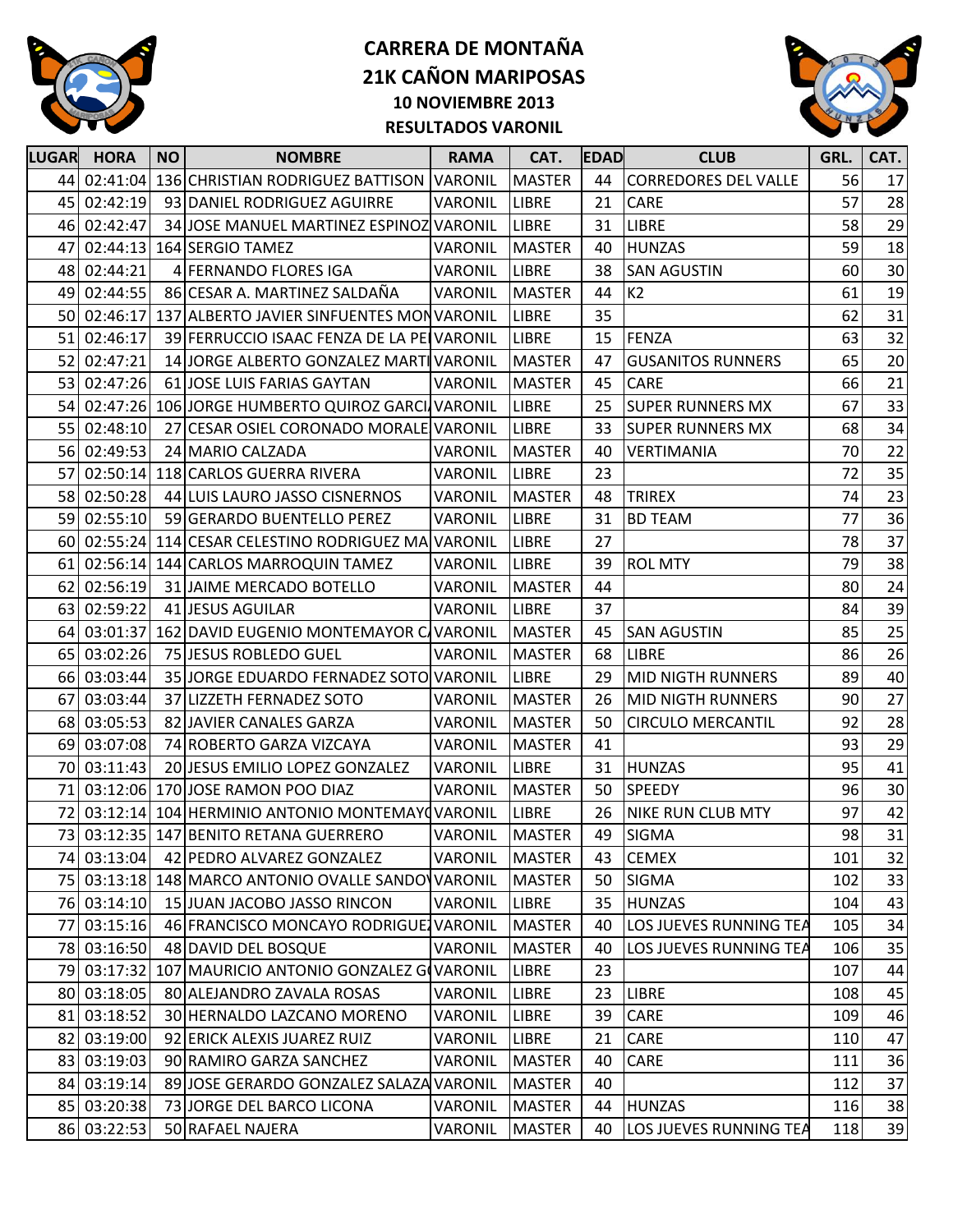# CARRERA DE MONTAÑA
# 21K CAÑON MARIPOSAS
### 10 NOVIEMBRE 2013
### RESULTADOS VARONIL

| LUGAR | HORA | NO | NOMBRE | RAMA | CAT. | EDAD | CLUB | GRL. | CAT. |
|---|---|---|---|---|---|---|---|---|---|
| 44 | 02:41:04 | 136 | CHRISTIAN RODRIGUEZ BATTISON | VARONIL | MASTER | 44 | CORREDORES DEL VALLE | 56 | 17 |
| 45 | 02:42:19 | 93 | DANIEL RODRIGUEZ AGUIRRE | VARONIL | LIBRE | 21 | CARE | 57 | 28 |
| 46 | 02:42:47 | 34 | JOSE MANUEL MARTINEZ ESPINOZ | VARONIL | LIBRE | 31 | LIBRE | 58 | 29 |
| 47 | 02:44:13 | 164 | SERGIO TAMEZ | VARONIL | MASTER | 40 | HUNZAS | 59 | 18 |
| 48 | 02:44:21 | 4 | FERNANDO FLORES IGA | VARONIL | LIBRE | 38 | SAN AGUSTIN | 60 | 30 |
| 49 | 02:44:55 | 86 | CESAR A. MARTINEZ SALDAÑA | VARONIL | MASTER | 44 | K2 | 61 | 19 |
| 50 | 02:46:17 | 137 | ALBERTO JAVIER SINFUENTES MON | VARONIL | LIBRE | 35 | | 62 | 31 |
| 51 | 02:46:17 | 39 | FERRUCCIO ISAAC FENZA DE LA PE | VARONIL | LIBRE | 15 | FENZA | 63 | 32 |
| 52 | 02:47:21 | 14 | JORGE ALBERTO GONZALEZ MARTI | VARONIL | MASTER | 47 | GUSANITOS RUNNERS | 65 | 20 |
| 53 | 02:47:26 | 61 | JOSE LUIS FARIAS GAYTAN | VARONIL | MASTER | 45 | CARE | 66 | 21 |
| 54 | 02:47:26 | 106 | JORGE HUMBERTO QUIROZ GARCI | VARONIL | LIBRE | 25 | SUPER RUNNERS MX | 67 | 33 |
| 55 | 02:48:10 | 27 | CESAR OSIEL CORONADO MORALE | VARONIL | LIBRE | 33 | SUPER RUNNERS MX | 68 | 34 |
| 56 | 02:49:53 | 24 | MARIO CALZADA | VARONIL | MASTER | 40 | VERTIMANIA | 70 | 22 |
| 57 | 02:50:14 | 118 | CARLOS GUERRA RIVERA | VARONIL | LIBRE | 23 | | 72 | 35 |
| 58 | 02:50:28 | 44 | LUIS LAURO JASSO CISNERNOS | VARONIL | MASTER | 48 | TRIREX | 74 | 23 |
| 59 | 02:55:10 | 59 | GERARDO BUENTELLO PEREZ | VARONIL | LIBRE | 31 | BD TEAM | 77 | 36 |
| 60 | 02:55:24 | 114 | CESAR CELESTINO RODRIGUEZ MA | VARONIL | LIBRE | 27 | | 78 | 37 |
| 61 | 02:56:14 | 144 | CARLOS MARROQUIN TAMEZ | VARONIL | LIBRE | 39 | ROL MTY | 79 | 38 |
| 62 | 02:56:19 | 31 | JAIME MERCADO BOTELLO | VARONIL | MASTER | 44 | | 80 | 24 |
| 63 | 02:59:22 | 41 | JESUS AGUILAR | VARONIL | LIBRE | 37 | | 84 | 39 |
| 64 | 03:01:37 | 162 | DAVID EUGENIO MONTEMAYOR C | VARONIL | MASTER | 45 | SAN AGUSTIN | 85 | 25 |
| 65 | 03:02:26 | 75 | JESUS ROBLEDO GUEL | VARONIL | MASTER | 68 | LIBRE | 86 | 26 |
| 66 | 03:03:44 | 35 | JORGE EDUARDO FERNADEZ SOTO | VARONIL | LIBRE | 29 | MID NIGTH RUNNERS | 89 | 40 |
| 67 | 03:03:44 | 37 | LIZZETH FERNADEZ SOTO | VARONIL | MASTER | 26 | MID NIGTH RUNNERS | 90 | 27 |
| 68 | 03:05:53 | 82 | JAVIER CANALES GARZA | VARONIL | MASTER | 50 | CIRCULO MERCANTIL | 92 | 28 |
| 69 | 03:07:08 | 74 | ROBERTO GARZA VIZCAYA | VARONIL | MASTER | 41 | | 93 | 29 |
| 70 | 03:11:43 | 20 | JESUS EMILIO LOPEZ GONZALEZ | VARONIL | LIBRE | 31 | HUNZAS | 95 | 41 |
| 71 | 03:12:06 | 170 | JOSE RAMON POO DIAZ | VARONIL | MASTER | 50 | SPEEDY | 96 | 30 |
| 72 | 03:12:14 | 104 | HERMINIO ANTONIO MONTEMAYO | VARONIL | LIBRE | 26 | NIKE RUN CLUB MTY | 97 | 42 |
| 73 | 03:12:35 | 147 | BENITO RETANA GUERRERO | VARONIL | MASTER | 49 | SIGMA | 98 | 31 |
| 74 | 03:13:04 | 42 | PEDRO ALVAREZ GONZALEZ | VARONIL | MASTER | 43 | CEMEX | 101 | 32 |
| 75 | 03:13:18 | 148 | MARCO ANTONIO OVALLE SANDO | VARONIL | MASTER | 50 | SIGMA | 102 | 33 |
| 76 | 03:14:10 | 15 | JUAN JACOBO JASSO RINCON | VARONIL | LIBRE | 35 | HUNZAS | 104 | 43 |
| 77 | 03:15:16 | 46 | FRANCISCO MONCAYO RODRIGUE | VARONIL | MASTER | 40 | LOS JUEVES RUNNING TEA | 105 | 34 |
| 78 | 03:16:50 | 48 | DAVID DEL BOSQUE | VARONIL | MASTER | 40 | LOS JUEVES RUNNING TEA | 106 | 35 |
| 79 | 03:17:32 | 107 | MAURICIO ANTONIO GONZALEZ G | VARONIL | LIBRE | 23 | | 107 | 44 |
| 80 | 03:18:05 | 80 | ALEJANDRO ZAVALA ROSAS | VARONIL | LIBRE | 23 | LIBRE | 108 | 45 |
| 81 | 03:18:52 | 30 | HERNALDO LAZCANO MORENO | VARONIL | LIBRE | 39 | CARE | 109 | 46 |
| 82 | 03:19:00 | 92 | ERICK ALEXIS JUAREZ RUIZ | VARONIL | LIBRE | 21 | CARE | 110 | 47 |
| 83 | 03:19:03 | 90 | RAMIRO GARZA SANCHEZ | VARONIL | MASTER | 40 | CARE | 111 | 36 |
| 84 | 03:19:14 | 89 | JOSE GERARDO GONZALEZ SALAZA | VARONIL | MASTER | 40 | | 112 | 37 |
| 85 | 03:20:38 | 73 | JORGE DEL BARCO LICONA | VARONIL | MASTER | 44 | HUNZAS | 116 | 38 |
| 86 | 03:22:53 | 50 | RAFAEL NAJERA | VARONIL | MASTER | 40 | LOS JUEVES RUNNING TEA | 118 | 39 |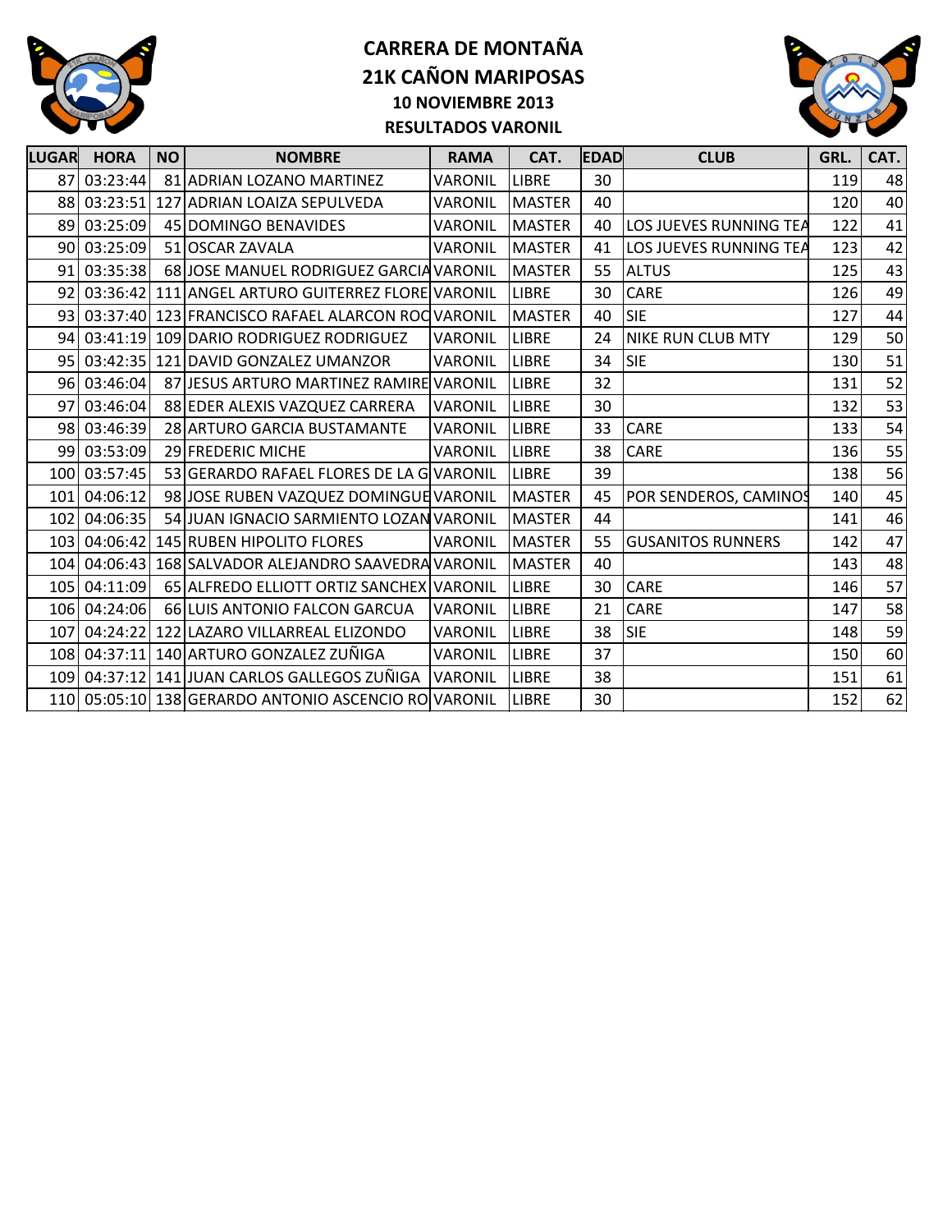# CARRERA DE MONTAÑA
# 21K CAÑON MARIPOSAS
### 10 NOVIEMBRE 2013
### RESULTADOS VARONIL

| LUGAR | HORA | NO | NOMBRE | RAMA | CAT. | EDAD | CLUB | GRL. | CAT. |
|---|---|---|---|---|---|---|---|---|---|
| 87 | 03:23:44 | 81 | ADRIAN LOZANO MARTINEZ | VARONIL | LIBRE | 30 | | 119 | 48 |
| 88 | 03:23:51 | 127 | ADRIAN LOAIZA SEPULVEDA | VARONIL | MASTER | 40 | | 120 | 40 |
| 89 | 03:25:09 | 45 | DOMINGO BENAVIDES | VARONIL | MASTER | 40 | LOS JUEVES RUNNING TEA | 122 | 41 |
| 90 | 03:25:09 | 51 | OSCAR ZAVALA | VARONIL | MASTER | 41 | LOS JUEVES RUNNING TEA | 123 | 42 |
| 91 | 03:35:38 | 68 | JOSE MANUEL RODRIGUEZ GARCIA | VARONIL | MASTER | 55 | ALTUS | 125 | 43 |
| 92 | 03:36:42 | 111 | ANGEL ARTURO GUITERREZ FLORE | VARONIL | LIBRE | 30 | CARE | 126 | 49 |
| 93 | 03:37:40 | 123 | FRANCISCO RAFAEL ALARCON ROC | VARONIL | MASTER | 40 | SIE | 127 | 44 |
| 94 | 03:41:19 | 109 | DARIO RODRIGUEZ RODRIGUEZ | VARONIL | LIBRE | 24 | NIKE RUN CLUB MTY | 129 | 50 |
| 95 | 03:42:35 | 121 | DAVID GONZALEZ UMANZOR | VARONIL | LIBRE | 34 | SIE | 130 | 51 |
| 96 | 03:46:04 | 87 | JESUS ARTURO MARTINEZ RAMIRE | VARONIL | LIBRE | 32 | | 131 | 52 |
| 97 | 03:46:04 | 88 | EDER ALEXIS VAZQUEZ CARRERA | VARONIL | LIBRE | 30 | | 132 | 53 |
| 98 | 03:46:39 | 28 | ARTURO GARCIA BUSTAMANTE | VARONIL | LIBRE | 33 | CARE | 133 | 54 |
| 99 | 03:53:09 | 29 | FREDERIC MICHE | VARONIL | LIBRE | 38 | CARE | 136 | 55 |
| 100 | 03:57:45 | 53 | GERARDO RAFAEL FLORES DE LA G | VARONIL | LIBRE | 39 | | 138 | 56 |
| 101 | 04:06:12 | 98 | JOSE RUBEN VAZQUEZ DOMINGUE | VARONIL | MASTER | 45 | POR SENDEROS, CAMINOS | 140 | 45 |
| 102 | 04:06:35 | 54 | JUAN IGNACIO SARMIENTO LOZAN | VARONIL | MASTER | 44 | | 141 | 46 |
| 103 | 04:06:42 | 145 | RUBEN HIPOLITO FLORES | VARONIL | MASTER | 55 | GUSANITOS RUNNERS | 142 | 47 |
| 104 | 04:06:43 | 168 | SALVADOR ALEJANDRO SAAVEDRA | VARONIL | MASTER | 40 | | 143 | 48 |
| 105 | 04:11:09 | 65 | ALFREDO ELLIOTT ORTIZ SANCHEX | VARONIL | LIBRE | 30 | CARE | 146 | 57 |
| 106 | 04:24:06 | 66 | LUIS ANTONIO FALCON GARCUA | VARONIL | LIBRE | 21 | CARE | 147 | 58 |
| 107 | 04:24:22 | 122 | LAZARO VILLARREAL ELIZONDO | VARONIL | LIBRE | 38 | SIE | 148 | 59 |
| 108 | 04:37:11 | 140 | ARTURO GONZALEZ ZUÑIGA | VARONIL | LIBRE | 37 | | 150 | 60 |
| 109 | 04:37:12 | 141 | JUAN CARLOS GALLEGOS ZUÑIGA | VARONIL | LIBRE | 38 | | 151 | 61 |
| 110 | 05:05:10 | 138 | GERARDO ANTONIO ASCENCIO RO | VARONIL | LIBRE | 30 | | 152 | 62 |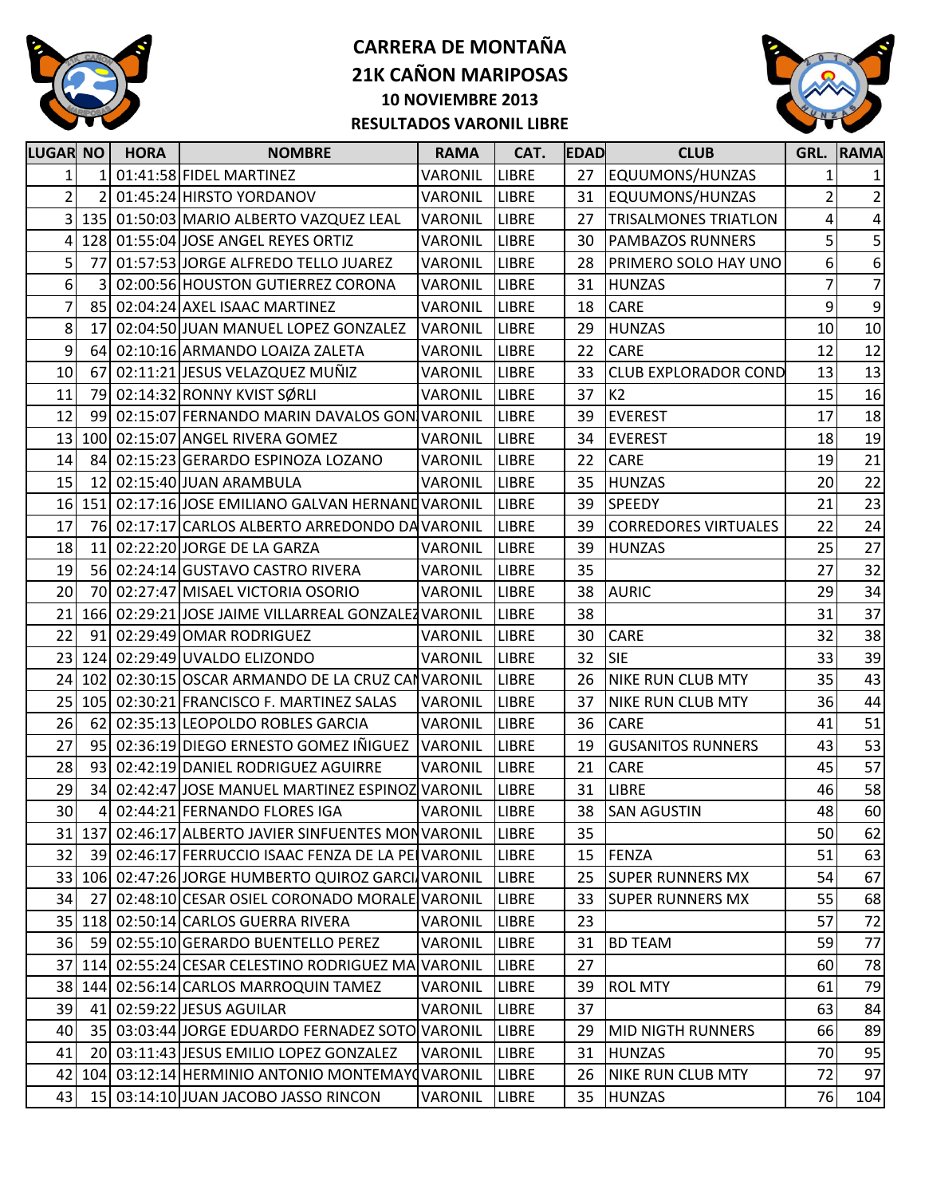# CARRERA DE MONTAÑA
# 21K CAÑON MARIPOSAS
### 10 NOVIEMBRE 2013
### RESULTADOS VARONIL LIBRE

| LUGAR | NO | HORA | NOMBRE | RAMA | CAT. | EDAD | CLUB | GRL. | RAMA |
|---|---|---|---|---|---|---|---|---|---|
| 1 | 1 | 01:41:58 | FIDEL MARTINEZ | VARONIL | LIBRE | 27 | EQUUMONS/HUNZAS | 1 | 1 |
| 2 | 2 | 01:45:24 | HIRSTO YORDANOV | VARONIL | LIBRE | 31 | EQUUMONS/HUNZAS | 2 | 2 |
| 3 | 135 | 01:50:03 | MARIO ALBERTO VAZQUEZ LEAL | VARONIL | LIBRE | 27 | TRISALMONES TRIATLON | 4 | 4 |
| 4 | 128 | 01:55:04 | JOSE ANGEL REYES ORTIZ | VARONIL | LIBRE | 30 | PAMBAZOS RUNNERS | 5 | 5 |
| 5 | 77 | 01:57:53 | JORGE ALFREDO TELLO JUAREZ | VARONIL | LIBRE | 28 | PRIMERO SOLO HAY UNO | 6 | 6 |
| 6 | 3 | 02:00:56 | HOUSTON GUTIERREZ CORONA | VARONIL | LIBRE | 31 | HUNZAS | 7 | 7 |
| 7 | 85 | 02:04:24 | AXEL ISAAC MARTINEZ | VARONIL | LIBRE | 18 | CARE | 9 | 9 |
| 8 | 17 | 02:04:50 | JUAN MANUEL LOPEZ GONZALEZ | VARONIL | LIBRE | 29 | HUNZAS | 10 | 10 |
| 9 | 64 | 02:10:16 | ARMANDO LOAIZA ZALETA | VARONIL | LIBRE | 22 | CARE | 12 | 12 |
| 10 | 67 | 02:11:21 | JESUS VELAZQUEZ MUÑIZ | VARONIL | LIBRE | 33 | CLUB EXPLORADOR COND | 13 | 13 |
| 11 | 79 | 02:14:32 | RONNY KVIST SØRLI | VARONIL | LIBRE | 37 | K2 | 15 | 16 |
| 12 | 99 | 02:15:07 | FERNANDO MARIN DAVALOS GON | VARONIL | LIBRE | 39 | EVEREST | 17 | 18 |
| 13 | 100 | 02:15:07 | ANGEL RIVERA GOMEZ | VARONIL | LIBRE | 34 | EVEREST | 18 | 19 |
| 14 | 84 | 02:15:23 | GERARDO ESPINOZA LOZANO | VARONIL | LIBRE | 22 | CARE | 19 | 21 |
| 15 | 12 | 02:15:40 | JUAN ARAMBULA | VARONIL | LIBRE | 35 | HUNZAS | 20 | 22 |
| 16 | 151 | 02:17:16 | JOSE EMILIANO GALVAN HERNAND | VARONIL | LIBRE | 39 | SPEEDY | 21 | 23 |
| 17 | 76 | 02:17:17 | CARLOS ALBERTO ARREDONDO DA | VARONIL | LIBRE | 39 | CORREDORES VIRTUALES | 22 | 24 |
| 18 | 11 | 02:22:20 | JORGE DE LA GARZA | VARONIL | LIBRE | 39 | HUNZAS | 25 | 27 |
| 19 | 56 | 02:24:14 | GUSTAVO CASTRO RIVERA | VARONIL | LIBRE | 35 | | 27 | 32 |
| 20 | 70 | 02:27:47 | MISAEL VICTORIA OSORIO | VARONIL | LIBRE | 38 | AURIC | 29 | 34 |
| 21 | 166 | 02:29:21 | JOSE JAIME VILLARREAL GONZALEZ | VARONIL | LIBRE | 38 | | 31 | 37 |
| 22 | 91 | 02:29:49 | OMAR RODRIGUEZ | VARONIL | LIBRE | 30 | CARE | 32 | 38 |
| 23 | 124 | 02:29:49 | UVALDO ELIZONDO | VARONIL | LIBRE | 32 | SIE | 33 | 39 |
| 24 | 102 | 02:30:15 | OSCAR ARMANDO DE LA CRUZ CAN | VARONIL | LIBRE | 26 | NIKE RUN CLUB MTY | 35 | 43 |
| 25 | 105 | 02:30:21 | FRANCISCO F. MARTINEZ SALAS | VARONIL | LIBRE | 37 | NIKE RUN CLUB MTY | 36 | 44 |
| 26 | 62 | 02:35:13 | LEOPOLDO ROBLES GARCIA | VARONIL | LIBRE | 36 | CARE | 41 | 51 |
| 27 | 95 | 02:36:19 | DIEGO ERNESTO GOMEZ IÑIGUEZ | VARONIL | LIBRE | 19 | GUSANITOS RUNNERS | 43 | 53 |
| 28 | 93 | 02:42:19 | DANIEL RODRIGUEZ AGUIRRE | VARONIL | LIBRE | 21 | CARE | 45 | 57 |
| 29 | 34 | 02:42:47 | JOSE MANUEL MARTINEZ ESPINOZ | VARONIL | LIBRE | 31 | LIBRE | 46 | 58 |
| 30 | 4 | 02:44:21 | FERNANDO FLORES IGA | VARONIL | LIBRE | 38 | SAN AGUSTIN | 48 | 60 |
| 31 | 137 | 02:46:17 | ALBERTO JAVIER SINFUENTES MON | VARONIL | LIBRE | 35 | | 50 | 62 |
| 32 | 39 | 02:46:17 | FERRUCCIO ISAAC FENZA DE LA PE | VARONIL | LIBRE | 15 | FENZA | 51 | 63 |
| 33 | 106 | 02:47:26 | JORGE HUMBERTO QUIROZ GARCI | VARONIL | LIBRE | 25 | SUPER RUNNERS MX | 54 | 67 |
| 34 | 27 | 02:48:10 | CESAR OSIEL CORONADO MORALE | VARONIL | LIBRE | 33 | SUPER RUNNERS MX | 55 | 68 |
| 35 | 118 | 02:50:14 | CARLOS GUERRA RIVERA | VARONIL | LIBRE | 23 | | 57 | 72 |
| 36 | 59 | 02:55:10 | GERARDO BUENTELLO PEREZ | VARONIL | LIBRE | 31 | BD TEAM | 59 | 77 |
| 37 | 114 | 02:55:24 | CESAR CELESTINO RODRIGUEZ MA | VARONIL | LIBRE | 27 | | 60 | 78 |
| 38 | 144 | 02:56:14 | CARLOS MARROQUIN TAMEZ | VARONIL | LIBRE | 39 | ROL MTY | 61 | 79 |
| 39 | 41 | 02:59:22 | JESUS AGUILAR | VARONIL | LIBRE | 37 | | 63 | 84 |
| 40 | 35 | 03:03:44 | JORGE EDUARDO FERNADEZ SOTO | VARONIL | LIBRE | 29 | MID NIGTH RUNNERS | 66 | 89 |
| 41 | 20 | 03:11:43 | JESUS EMILIO LOPEZ GONZALEZ | VARONIL | LIBRE | 31 | HUNZAS | 70 | 95 |
| 42 | 104 | 03:12:14 | HERMINIO ANTONIO MONTEMAYO | VARONIL | LIBRE | 26 | NIKE RUN CLUB MTY | 72 | 97 |
| 43 | 15 | 03:14:10 | JUAN JACOBO JASSO RINCON | VARONIL | LIBRE | 35 | HUNZAS | 76 | 104 |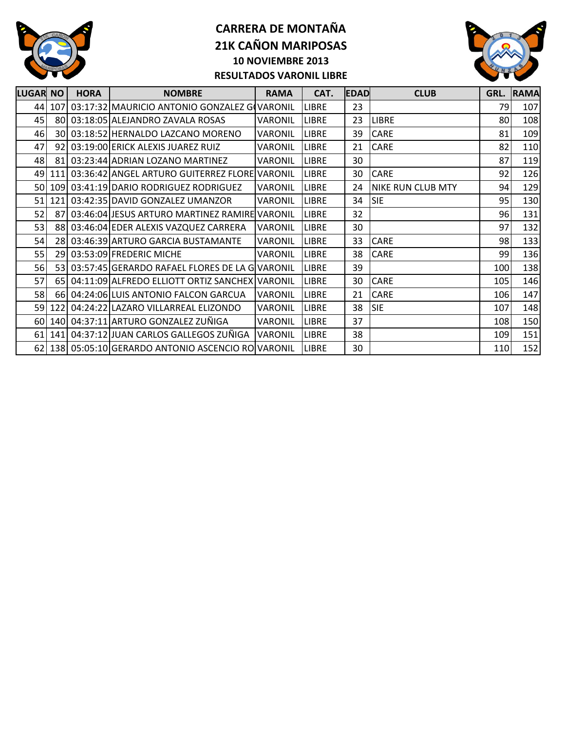# CARRERA DE MONTAÑA
# 21K CAÑON MARIPOSAS
## 10 NOVIEMBRE 2013
## RESULTADOS VARONIL LIBRE

| LUGAR | NO | HORA | NOMBRE | RAMA | CAT. | EDAD | CLUB | GRL. | RAMA |
|---|---|---|---|---|---|---|---|---|---|
| 44 | 107 | 03:17:32 | MAURICIO ANTONIO GONZALEZ G( | VARONIL | LIBRE | 23 | | 79 | 107 |
| 45 | 80 | 03:18:05 | ALEJANDRO ZAVALA ROSAS | VARONIL | LIBRE | 23 | LIBRE | 80 | 108 |
| 46 | 30 | 03:18:52 | HERNALDO LAZCANO MORENO | VARONIL | LIBRE | 39 | CARE | 81 | 109 |
| 47 | 92 | 03:19:00 | ERICK ALEXIS JUAREZ RUIZ | VARONIL | LIBRE | 21 | CARE | 82 | 110 |
| 48 | 81 | 03:23:44 | ADRIAN LOZANO MARTINEZ | VARONIL | LIBRE | 30 | | 87 | 119 |
| 49 | 111 | 03:36:42 | ANGEL ARTURO GUITERREZ FLORE | VARONIL | LIBRE | 30 | CARE | 92 | 126 |
| 50 | 109 | 03:41:19 | DARIO RODRIGUEZ RODRIGUEZ | VARONIL | LIBRE | 24 | NIKE RUN CLUB MTY | 94 | 129 |
| 51 | 121 | 03:42:35 | DAVID GONZALEZ UMANZOR | VARONIL | LIBRE | 34 | SIE | 95 | 130 |
| 52 | 87 | 03:46:04 | JESUS ARTURO MARTINEZ RAMIRE | VARONIL | LIBRE | 32 | | 96 | 131 |
| 53 | 88 | 03:46:04 | EDER ALEXIS VAZQUEZ CARRERA | VARONIL | LIBRE | 30 | | 97 | 132 |
| 54 | 28 | 03:46:39 | ARTURO GARCIA BUSTAMANTE | VARONIL | LIBRE | 33 | CARE | 98 | 133 |
| 55 | 29 | 03:53:09 | FREDERIC MICHE | VARONIL | LIBRE | 38 | CARE | 99 | 136 |
| 56 | 53 | 03:57:45 | GERARDO RAFAEL FLORES DE LA G | VARONIL | LIBRE | 39 | | 100 | 138 |
| 57 | 65 | 04:11:09 | ALFREDO ELLIOTT ORTIZ SANCHEX | VARONIL | LIBRE | 30 | CARE | 105 | 146 |
| 58 | 66 | 04:24:06 | LUIS ANTONIO FALCON GARCUA | VARONIL | LIBRE | 21 | CARE | 106 | 147 |
| 59 | 122 | 04:24:22 | LAZARO VILLARREAL ELIZONDO | VARONIL | LIBRE | 38 | SIE | 107 | 148 |
| 60 | 140 | 04:37:11 | ARTURO GONZALEZ ZUÑIGA | VARONIL | LIBRE | 37 | | 108 | 150 |
| 61 | 141 | 04:37:12 | JUAN CARLOS GALLEGOS ZUÑIGA | VARONIL | LIBRE | 38 | | 109 | 151 |
| 62 | 138 | 05:05:10 | GERARDO ANTONIO ASCENCIO RO | VARONIL | LIBRE | 30 | | 110 | 152 |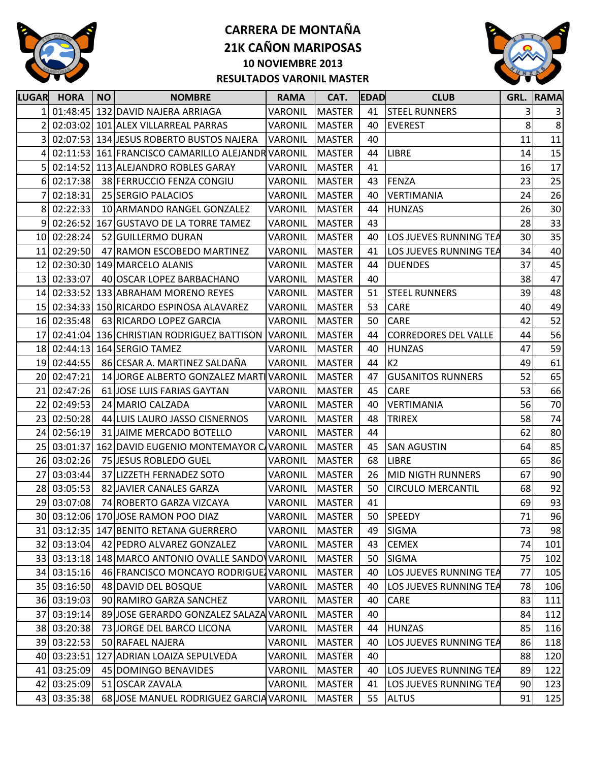# CARRERA DE MONTAÑA
# 21K CAÑON MARIPOSAS
### 10 NOVIEMBRE 2013
### RESULTADOS VARONIL MASTER

| LUGAR | HORA | NO | NOMBRE | RAMA | CAT. | EDAD | CLUB | GRL. | RAMA |
|---|---|---|---|---|---|---|---|---|---|
| 1 | 01:48:45 | 132 | DAVID NAJERA ARRIAGA | VARONIL | MASTER | 41 | STEEL RUNNERS | 3 | 3 |
| 2 | 02:03:02 | 101 | ALEX VILLARREAL PARRAS | VARONIL | MASTER | 40 | EVEREST | 8 | 8 |
| 3 | 02:07:53 | 134 | JESUS ROBERTO BUSTOS NAJERA | VARONIL | MASTER | 40 | | 11 | 11 |
| 4 | 02:11:53 | 161 | FRANCISCO CAMARILLO ALEJANDR | VARONIL | MASTER | 44 | LIBRE | 14 | 15 |
| 5 | 02:14:52 | 113 | ALEJANDRO ROBLES GARAY | VARONIL | MASTER | 41 | | 16 | 17 |
| 6 | 02:17:38 | 38 | FERRUCCIO FENZA CONGIU | VARONIL | MASTER | 43 | FENZA | 23 | 25 |
| 7 | 02:18:31 | 25 | SERGIO PALACIOS | VARONIL | MASTER | 40 | VERTIMANIA | 24 | 26 |
| 8 | 02:22:33 | 10 | ARMANDO RANGEL GONZALEZ | VARONIL | MASTER | 44 | HUNZAS | 26 | 30 |
| 9 | 02:26:52 | 167 | GUSTAVO DE LA TORRE TAMEZ | VARONIL | MASTER | 43 | | 28 | 33 |
| 10 | 02:28:24 | 52 | GUILLERMO DURAN | VARONIL | MASTER | 40 | LOS JUEVES RUNNING TEA | 30 | 35 |
| 11 | 02:29:50 | 47 | RAMON ESCOBEDO MARTINEZ | VARONIL | MASTER | 41 | LOS JUEVES RUNNING TEA | 34 | 40 |
| 12 | 02:30:30 | 149 | MARCELO ALANIS | VARONIL | MASTER | 44 | DUENDES | 37 | 45 |
| 13 | 02:33:07 | 40 | OSCAR LOPEZ BARBACHANO | VARONIL | MASTER | 40 | | 38 | 47 |
| 14 | 02:33:52 | 133 | ABRAHAM MORENO REYES | VARONIL | MASTER | 51 | STEEL RUNNERS | 39 | 48 |
| 15 | 02:34:33 | 150 | RICARDO ESPINOSA ALAVAREZ | VARONIL | MASTER | 53 | CARE | 40 | 49 |
| 16 | 02:35:48 | 63 | RICARDO LOPEZ GARCIA | VARONIL | MASTER | 50 | CARE | 42 | 52 |
| 17 | 02:41:04 | 136 | CHRISTIAN RODRIGUEZ BATTISON | VARONIL | MASTER | 44 | CORREDORES DEL VALLE | 44 | 56 |
| 18 | 02:44:13 | 164 | SERGIO TAMEZ | VARONIL | MASTER | 40 | HUNZAS | 47 | 59 |
| 19 | 02:44:55 | 86 | CESAR A. MARTINEZ SALDAÑA | VARONIL | MASTER | 44 | K2 | 49 | 61 |
| 20 | 02:47:21 | 14 | JORGE ALBERTO GONZALEZ MARTI | VARONIL | MASTER | 47 | GUSANITOS RUNNERS | 52 | 65 |
| 21 | 02:47:26 | 61 | JOSE LUIS FARIAS GAYTAN | VARONIL | MASTER | 45 | CARE | 53 | 66 |
| 22 | 02:49:53 | 24 | MARIO CALZADA | VARONIL | MASTER | 40 | VERTIMANIA | 56 | 70 |
| 23 | 02:50:28 | 44 | LUIS LAURO JASSO CISNERNOS | VARONIL | MASTER | 48 | TRIREX | 58 | 74 |
| 24 | 02:56:19 | 31 | JAIME MERCADO BOTELLO | VARONIL | MASTER | 44 | | 62 | 80 |
| 25 | 03:01:37 | 162 | DAVID EUGENIO MONTEMAYOR C | VARONIL | MASTER | 45 | SAN AGUSTIN | 64 | 85 |
| 26 | 03:02:26 | 75 | JESUS ROBLEDO GUEL | VARONIL | MASTER | 68 | LIBRE | 65 | 86 |
| 27 | 03:03:44 | 37 | LIZZETH FERNADEZ SOTO | VARONIL | MASTER | 26 | MID NIGTH RUNNERS | 67 | 90 |
| 28 | 03:05:53 | 82 | JAVIER CANALES GARZA | VARONIL | MASTER | 50 | CIRCULO MERCANTIL | 68 | 92 |
| 29 | 03:07:08 | 74 | ROBERTO GARZA VIZCAYA | VARONIL | MASTER | 41 | | 69 | 93 |
| 30 | 03:12:06 | 170 | JOSE RAMON POO DIAZ | VARONIL | MASTER | 50 | SPEEDY | 71 | 96 |
| 31 | 03:12:35 | 147 | BENITO RETANA GUERRERO | VARONIL | MASTER | 49 | SIGMA | 73 | 98 |
| 32 | 03:13:04 | 42 | PEDRO ALVAREZ GONZALEZ | VARONIL | MASTER | 43 | CEMEX | 74 | 101 |
| 33 | 03:13:18 | 148 | MARCO ANTONIO OVALLE SANDO | VARONIL | MASTER | 50 | SIGMA | 75 | 102 |
| 34 | 03:15:16 | 46 | FRANCISCO MONCAYO RODRIGUE | VARONIL | MASTER | 40 | LOS JUEVES RUNNING TEA | 77 | 105 |
| 35 | 03:16:50 | 48 | DAVID DEL BOSQUE | VARONIL | MASTER | 40 | LOS JUEVES RUNNING TEA | 78 | 106 |
| 36 | 03:19:03 | 90 | RAMIRO GARZA SANCHEZ | VARONIL | MASTER | 40 | CARE | 83 | 111 |
| 37 | 03:19:14 | 89 | JOSE GERARDO GONZALEZ SALAZA | VARONIL | MASTER | 40 | | 84 | 112 |
| 38 | 03:20:38 | 73 | JORGE DEL BARCO LICONA | VARONIL | MASTER | 44 | HUNZAS | 85 | 116 |
| 39 | 03:22:53 | 50 | RAFAEL NAJERA | VARONIL | MASTER | 40 | LOS JUEVES RUNNING TEA | 86 | 118 |
| 40 | 03:23:51 | 127 | ADRIAN LOAIZA SEPULVEDA | VARONIL | MASTER | 40 | | 88 | 120 |
| 41 | 03:25:09 | 45 | DOMINGO BENAVIDES | VARONIL | MASTER | 40 | LOS JUEVES RUNNING TEA | 89 | 122 |
| 42 | 03:25:09 | 51 | OSCAR ZAVALA | VARONIL | MASTER | 41 | LOS JUEVES RUNNING TEA | 90 | 123 |
| 43 | 03:35:38 | 68 | JOSE MANUEL RODRIGUEZ GARCIA | VARONIL | MASTER | 55 | ALTUS | 91 | 125 |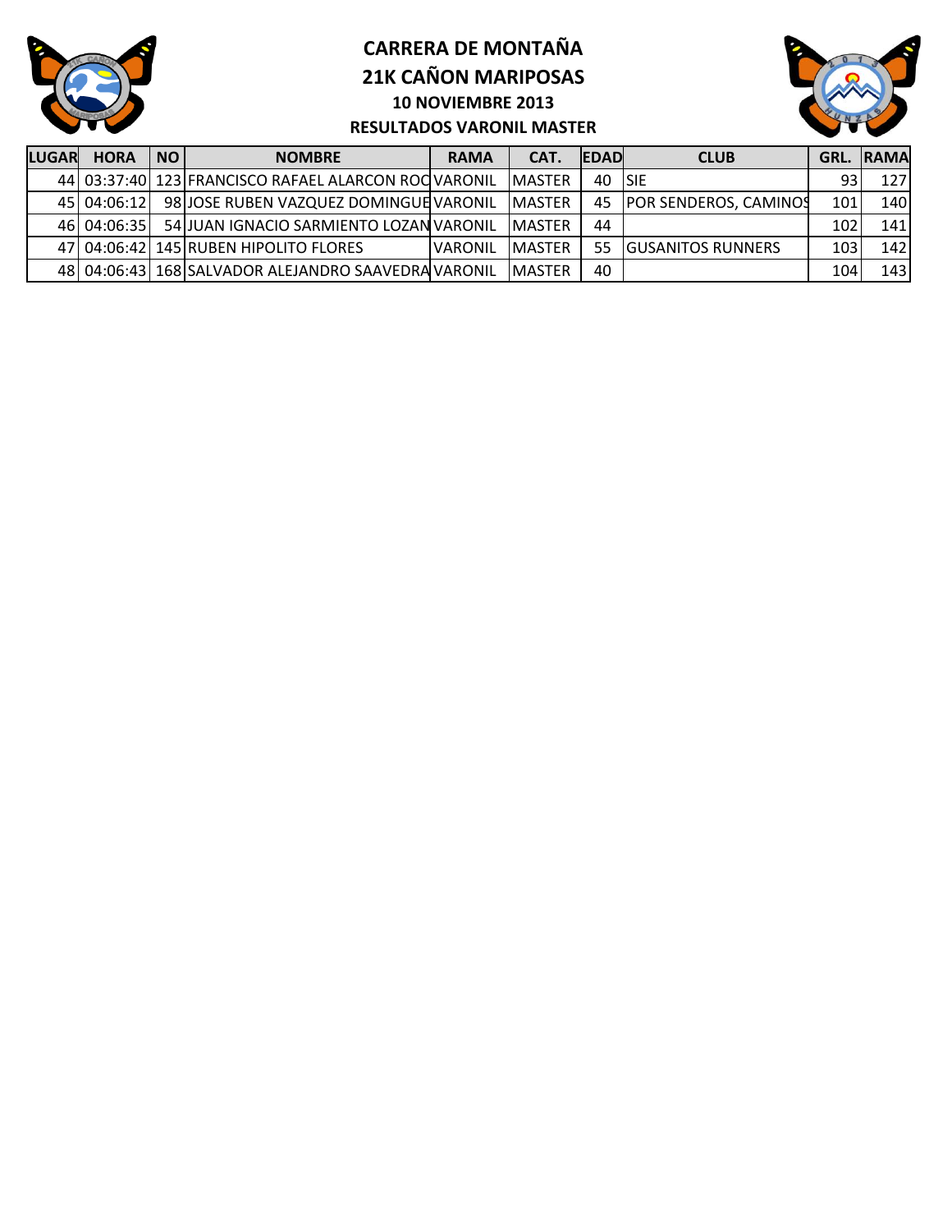# CARRERA DE MONTAÑA
## 21K CAÑON MARIPOSAS
### 10 NOVIEMBRE 2013
### RESULTADOS VARONIL MASTER

| LUGAR | HORA | NO | NOMBRE | RAMA | CAT. | EDAD | CLUB | GRL. | RAMA |
|---|---|---|---|---|---|---|---|---|---|
| 44 | 03:37:40 | 123 | FRANCISCO RAFAEL ALARCON ROC | VARONIL | MASTER | 40 | SIE | 93 | 127 |
| 45 | 04:06:12 | 98 | JOSE RUBEN VAZQUEZ DOMINGUE | VARONIL | MASTER | 45 | POR SENDEROS, CAMINOS | 101 | 140 |
| 46 | 04:06:35 | 54 | JUAN IGNACIO SARMIENTO LOZAN | VARONIL | MASTER | 44 | | 102 | 141 |
| 47 | 04:06:42 | 145 | RUBEN HIPOLITO FLORES | VARONIL | MASTER | 55 | GUSANITOS RUNNERS | 103 | 142 |
| 48 | 04:06:43 | 168 | SALVADOR ALEJANDRO SAAVEDRA | VARONIL | MASTER | 40 | | 104 | 143 |